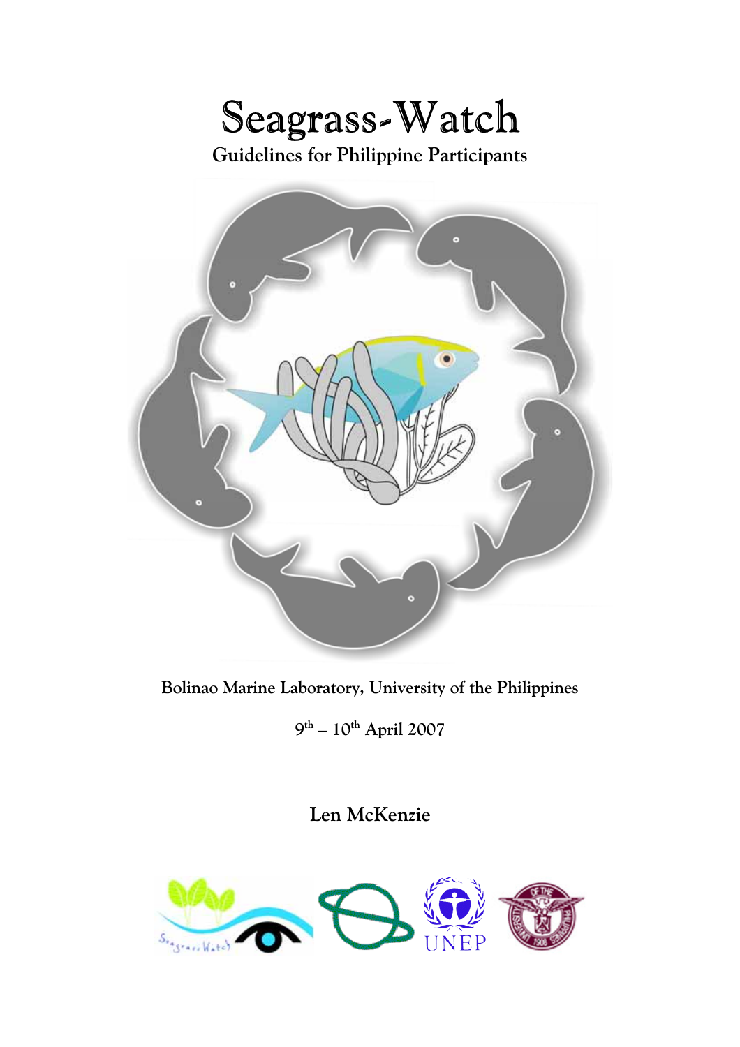# Seagrass-Watch

**Guidelines for Philippine Participants**

**Bolinao Marine Laboratory, University of the Philippines**

**9th – 10th April 2007**

**Len McKenzie**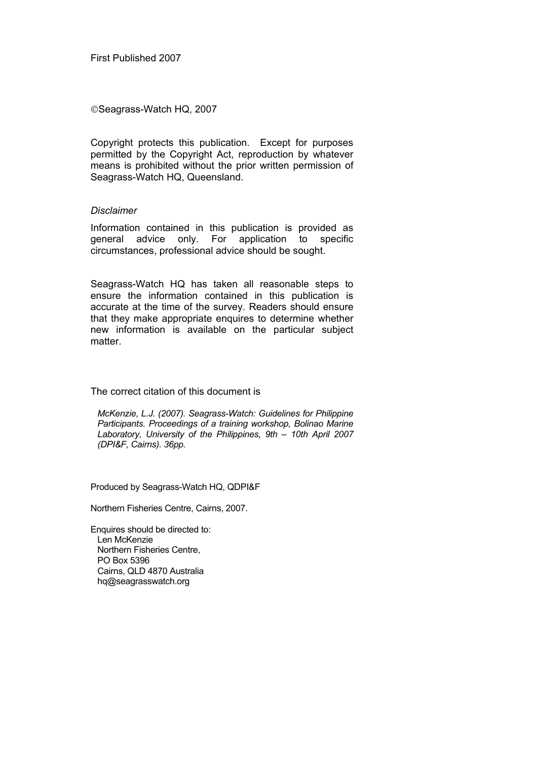First Published 2007

©Seagrass-Watch HQ, 2007

Copyright protects this publication. Except for purposes permitted by the Copyright Act, reproduction by whatever means is prohibited without the prior written permission of Seagrass-Watch HQ, Queensland.

*Disclaimer*

Information contained in this publication is provided as general advice only. For application to specific circumstances, professional advice should be sought.

Seagrass-Watch HQ has taken all reasonable steps to ensure the information contained in this publication is accurate at the time of the survey. Readers should ensure that they make appropriate enquires to determine whether new information is available on the particular subject matter.

The correct citation of this document is

*McKenzie, L.J. (2007). Seagrass-Watch: Guidelines for Philippine Participants. Proceedings of a training workshop, Bolinao Marine Laboratory, University of the Philippines, 9th – 10th April 2007 (DPI&F, Cairns). 36pp.*

Produced by Seagrass-Watch HQ, QDPI&F

Northern Fisheries Centre, Cairns, 2007.

Enquires should be directed to:
Len McKenzie
Northern Fisheries Centre,
PO Box 5396
Cairns, QLD 4870 Australia
hq@seagrasswatch.org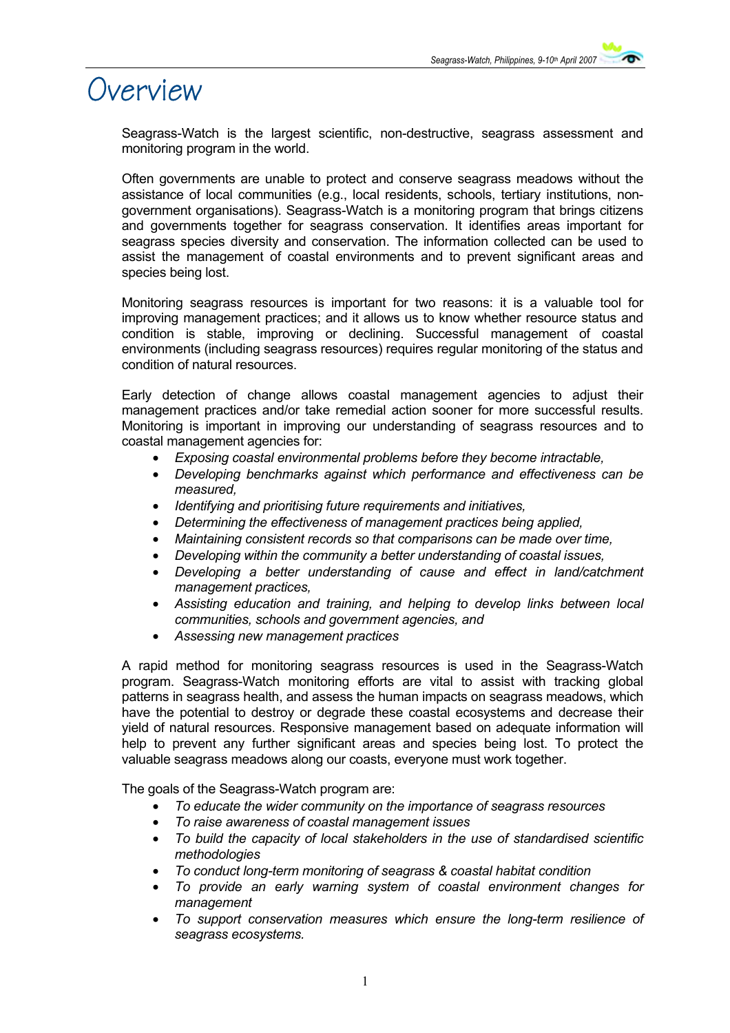# Overview

Seagrass-Watch is the largest scientific, non-destructive, seagrass assessment and monitoring program in the world.

Often governments are unable to protect and conserve seagrass meadows without the assistance of local communities (e.g., local residents, schools, tertiary institutions, non-government organisations). Seagrass-Watch is a monitoring program that brings citizens and governments together for seagrass conservation. It identifies areas important for seagrass species diversity and conservation. The information collected can be used to assist the management of coastal environments and to prevent significant areas and species being lost.

Monitoring seagrass resources is important for two reasons: it is a valuable tool for improving management practices; and it allows us to know whether resource status and condition is stable, improving or declining. Successful management of coastal environments (including seagrass resources) requires regular monitoring of the status and condition of natural resources.

Early detection of change allows coastal management agencies to adjust their management practices and/or take remedial action sooner for more successful results. Monitoring is important in improving our understanding of seagrass resources and to coastal management agencies for:

- *Exposing coastal environmental problems before they become intractable,*
- *Developing benchmarks against which performance and effectiveness can be measured,*
- *Identifying and prioritising future requirements and initiatives,*
- *Determining the effectiveness of management practices being applied,*
- *Maintaining consistent records so that comparisons can be made over time,*
- *Developing within the community a better understanding of coastal issues,*
- *Developing a better understanding of cause and effect in land/catchment management practices,*
- *Assisting education and training, and helping to develop links between local communities, schools and government agencies, and*
- *Assessing new management practices*

A rapid method for monitoring seagrass resources is used in the Seagrass-Watch program. Seagrass-Watch monitoring efforts are vital to assist with tracking global patterns in seagrass health, and assess the human impacts on seagrass meadows, which have the potential to destroy or degrade these coastal ecosystems and decrease their yield of natural resources. Responsive management based on adequate information will help to prevent any further significant areas and species being lost. To protect the valuable seagrass meadows along our coasts, everyone must work together.

The goals of the Seagrass-Watch program are:

- *To educate the wider community on the importance of seagrass resources*
- *To raise awareness of coastal management issues*
- *To build the capacity of local stakeholders in the use of standardised scientific methodologies*
- *To conduct long-term monitoring of seagrass & coastal habitat condition*
- *To provide an early warning system of coastal environment changes for management*
- *To support conservation measures which ensure the long-term resilience of seagrass ecosystems.*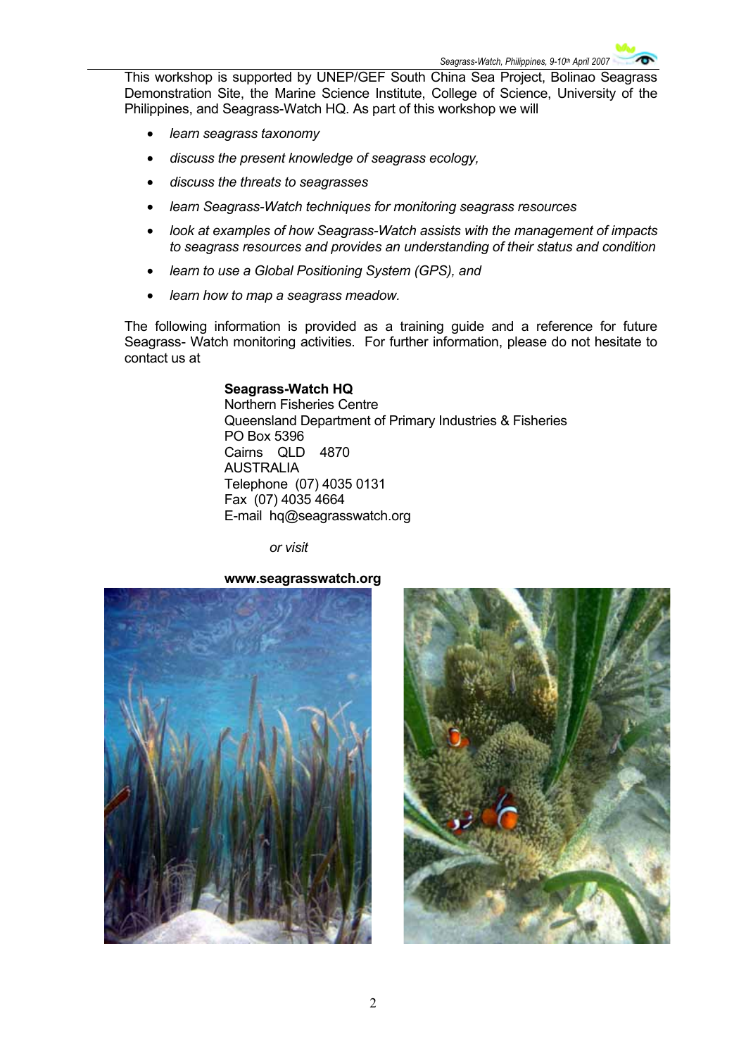This workshop is supported by UNEP/GEF South China Sea Project, Bolinao Seagrass Demonstration Site, the Marine Science Institute, College of Science, University of the Philippines, and Seagrass-Watch HQ. As part of this workshop we will

- *learn seagrass taxonomy*
- *discuss the present knowledge of seagrass ecology,*
- *discuss the threats to seagrasses*
- *learn Seagrass-Watch techniques for monitoring seagrass resources*
- *look at examples of how Seagrass-Watch assists with the management of impacts to seagrass resources and provides an understanding of their status and condition*
- *learn to use a Global Positioning System (GPS), and*
- *learn how to map a seagrass meadow.*

The following information is provided as a training guide and a reference for future Seagrass- Watch monitoring activities. For further information, please do not hesitate to contact us at

**Seagrass-Watch HQ**
Northern Fisheries Centre
Queensland Department of Primary Industries & Fisheries
PO Box 5396
Cairns QLD 4870
AUSTRALIA
Telephone (07) 4035 0131
Fax (07) 4035 4664
E-mail hq@seagrasswatch.org

*or visit*

**www.seagrasswatch.org**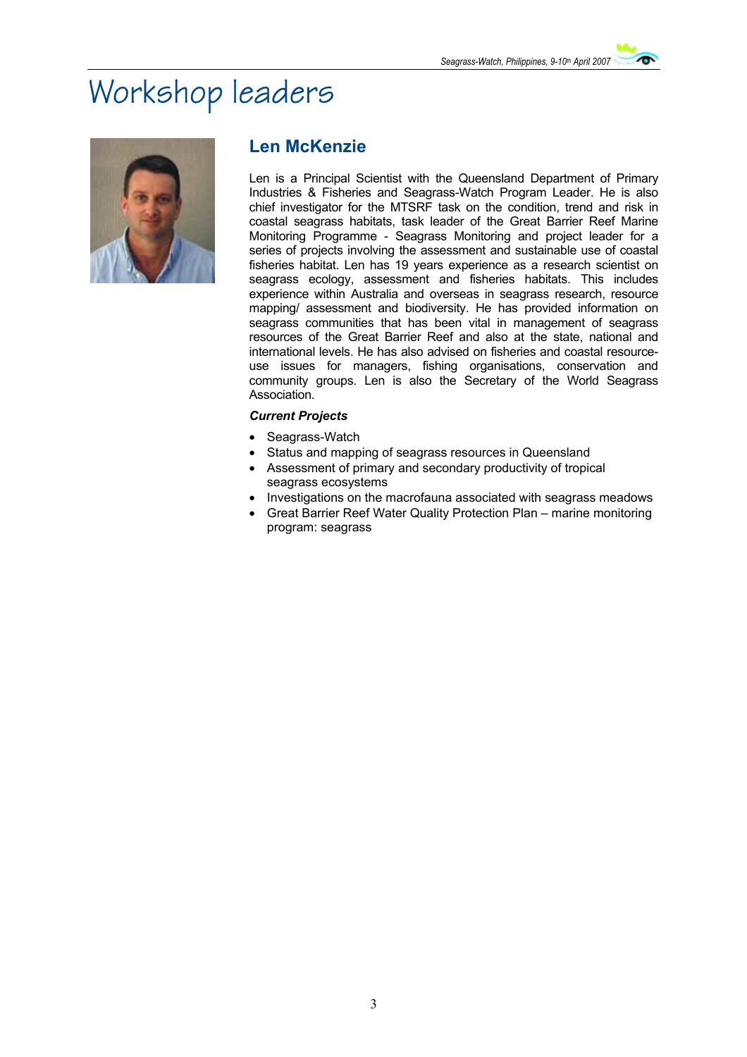# Workshop leaders

## Len McKenzie

Len is a Principal Scientist with the Queensland Department of Primary Industries & Fisheries and Seagrass-Watch Program Leader. He is also chief investigator for the MTSRF task on the condition, trend and risk in coastal seagrass habitats, task leader of the Great Barrier Reef Marine Monitoring Programme - Seagrass Monitoring and project leader for a series of projects involving the assessment and sustainable use of coastal fisheries habitat. Len has 19 years experience as a research scientist on seagrass ecology, assessment and fisheries habitats. This includes experience within Australia and overseas in seagrass research, resource mapping/ assessment and biodiversity. He has provided information on seagrass communities that has been vital in management of seagrass resources of the Great Barrier Reef and also at the state, national and international levels. He has also advised on fisheries and coastal resource-use issues for managers, fishing organisations, conservation and community groups. Len is also the Secretary of the World Seagrass Association.

***Current Projects***

- Seagrass-Watch
- Status and mapping of seagrass resources in Queensland
- Assessment of primary and secondary productivity of tropical seagrass ecosystems
- Investigations on the macrofauna associated with seagrass meadows
- Great Barrier Reef Water Quality Protection Plan – marine monitoring program: seagrass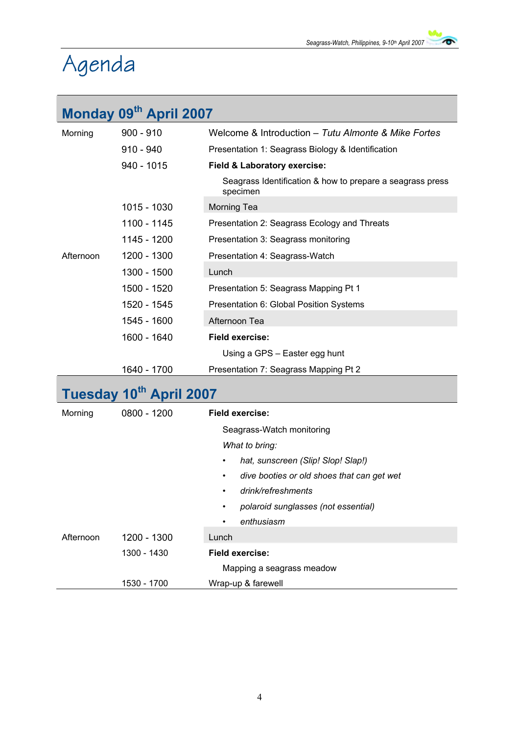# Agenda

## Monday 09th April 2007

| | | |
|---|---|---|
| Morning | 900 - 910 | Welcome & Introduction – *Tutu Almonte & Mike Fortes* |
| | 910 - 940 | Presentation 1: Seagrass Biology & Identification |
| | 940 - 1015 | **Field & Laboratory exercise:** |
| | | Seagrass Identification & how to prepare a seagrass press specimen |
| | 1015 - 1030 | Morning Tea |
| | 1100 - 1145 | Presentation 2: Seagrass Ecology and Threats |
| | 1145 - 1200 | Presentation 3: Seagrass monitoring |
| Afternoon | 1200 - 1300 | Presentation 4: Seagrass-Watch |
| | 1300 - 1500 | Lunch |
| | 1500 - 1520 | Presentation 5: Seagrass Mapping Pt 1 |
| | 1520 - 1545 | Presentation 6: Global Position Systems |
| | 1545 - 1600 | Afternoon Tea |
| | 1600 - 1640 | **Field exercise:** |
| | | Using a GPS – Easter egg hunt |
| | 1640 - 1700 | Presentation 7: Seagrass Mapping Pt 2 |

## Tuesday 10th April 2007

| | | |
|---|---|---|
| Morning | 0800 - 1200 | **Field exercise:** |
| | | Seagrass-Watch monitoring |
| | | *What to bring:* |
| | | • *hat, sunscreen (Slip! Slop! Slap!)* |
| | | • *dive booties or old shoes that can get wet* |
| | | • *drink/refreshments* |
| | | • *polaroid sunglasses (not essential)* |
| | | • *enthusiasm* |
| Afternoon | 1200 - 1300 | Lunch |
| | 1300 - 1430 | **Field exercise:** |
| | | Mapping a seagrass meadow |
| | 1530 - 1700 | Wrap-up & farewell |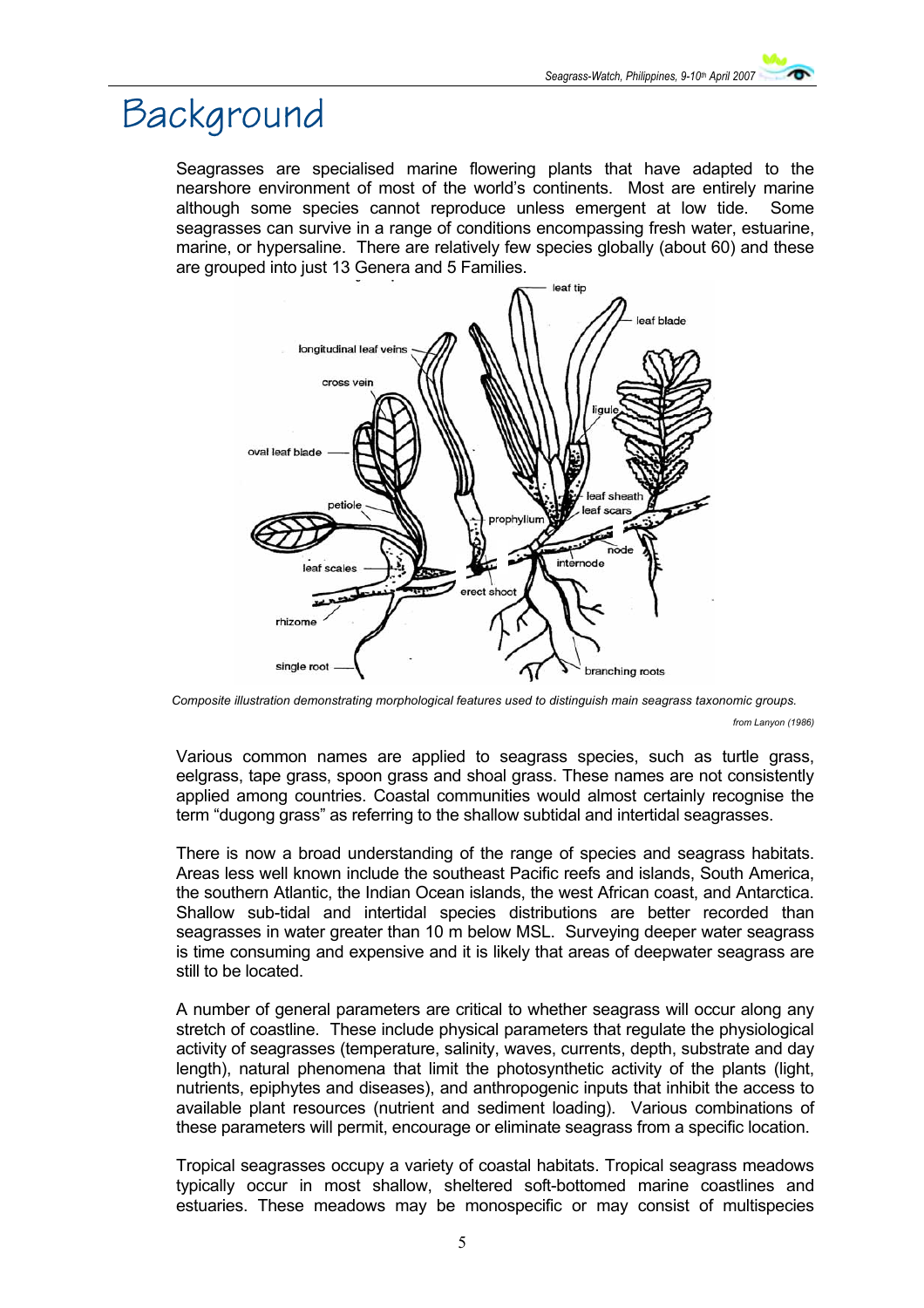# Background

Seagrasses are specialised marine flowering plants that have adapted to the nearshore environment of most of the world's continents. Most are entirely marine although some species cannot reproduce unless emergent at low tide. Some seagrasses can survive in a range of conditions encompassing fresh water, estuarine, marine, or hypersaline. There are relatively few species globally (about 60) and these are grouped into just 13 Genera and 5 Families.

*Composite illustration demonstrating morphological features used to distinguish main seagrass taxonomic groups.*

*from Lanyon (1986)*

Various common names are applied to seagrass species, such as turtle grass, eelgrass, tape grass, spoon grass and shoal grass. These names are not consistently applied among countries. Coastal communities would almost certainly recognise the term "dugong grass" as referring to the shallow subtidal and intertidal seagrasses.

There is now a broad understanding of the range of species and seagrass habitats. Areas less well known include the southeast Pacific reefs and islands, South America, the southern Atlantic, the Indian Ocean islands, the west African coast, and Antarctica. Shallow sub-tidal and intertidal species distributions are better recorded than seagrasses in water greater than 10 m below MSL. Surveying deeper water seagrass is time consuming and expensive and it is likely that areas of deepwater seagrass are still to be located.

A number of general parameters are critical to whether seagrass will occur along any stretch of coastline. These include physical parameters that regulate the physiological activity of seagrasses (temperature, salinity, waves, currents, depth, substrate and day length), natural phenomena that limit the photosynthetic activity of the plants (light, nutrients, epiphytes and diseases), and anthropogenic inputs that inhibit the access to available plant resources (nutrient and sediment loading). Various combinations of these parameters will permit, encourage or eliminate seagrass from a specific location.

Tropical seagrasses occupy a variety of coastal habitats. Tropical seagrass meadows typically occur in most shallow, sheltered soft-bottomed marine coastlines and estuaries. These meadows may be monospecific or may consist of multispecies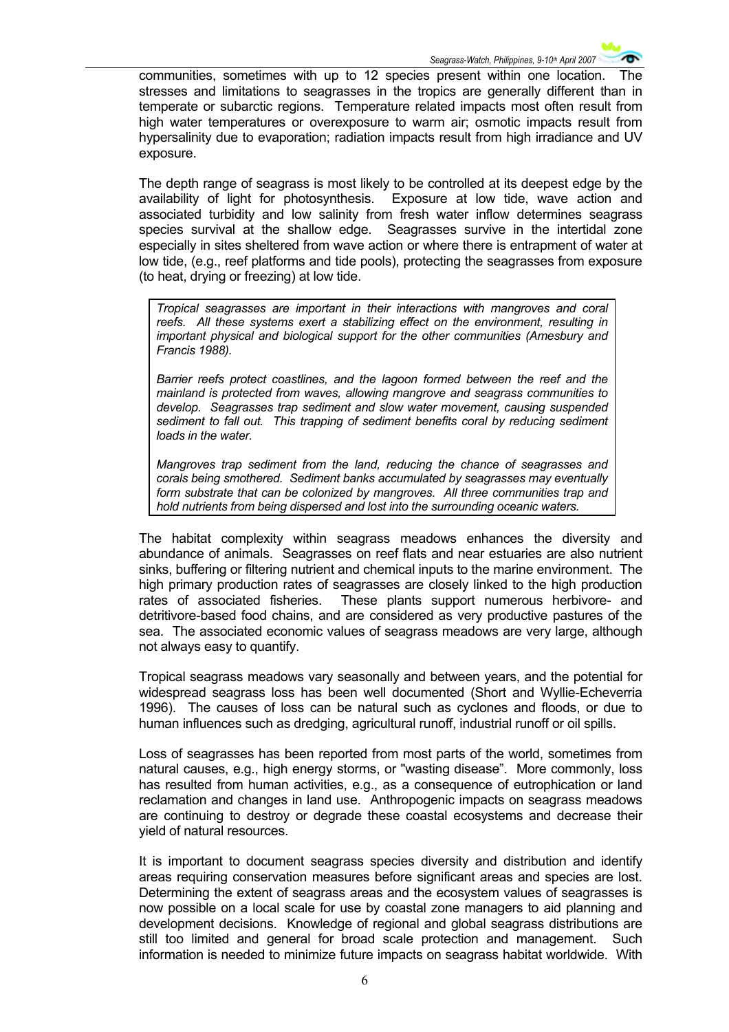communities, sometimes with up to 12 species present within one location. The stresses and limitations to seagrasses in the tropics are generally different than in temperate or subarctic regions. Temperature related impacts most often result from high water temperatures or overexposure to warm air; osmotic impacts result from hypersalinity due to evaporation; radiation impacts result from high irradiance and UV exposure.

The depth range of seagrass is most likely to be controlled at its deepest edge by the availability of light for photosynthesis. Exposure at low tide, wave action and associated turbidity and low salinity from fresh water inflow determines seagrass species survival at the shallow edge. Seagrasses survive in the intertidal zone especially in sites sheltered from wave action or where there is entrapment of water at low tide, (e.g., reef platforms and tide pools), protecting the seagrasses from exposure (to heat, drying or freezing) at low tide.

> *Tropical seagrasses are important in their interactions with mangroves and coral reefs. All these systems exert a stabilizing effect on the environment, resulting in important physical and biological support for the other communities (Amesbury and Francis 1988).*
>
> *Barrier reefs protect coastlines, and the lagoon formed between the reef and the mainland is protected from waves, allowing mangrove and seagrass communities to develop. Seagrasses trap sediment and slow water movement, causing suspended sediment to fall out. This trapping of sediment benefits coral by reducing sediment loads in the water.*
>
> *Mangroves trap sediment from the land, reducing the chance of seagrasses and corals being smothered. Sediment banks accumulated by seagrasses may eventually form substrate that can be colonized by mangroves. All three communities trap and hold nutrients from being dispersed and lost into the surrounding oceanic waters.*

The habitat complexity within seagrass meadows enhances the diversity and abundance of animals. Seagrasses on reef flats and near estuaries are also nutrient sinks, buffering or filtering nutrient and chemical inputs to the marine environment. The high primary production rates of seagrasses are closely linked to the high production rates of associated fisheries. These plants support numerous herbivore- and detritivore-based food chains, and are considered as very productive pastures of the sea. The associated economic values of seagrass meadows are very large, although not always easy to quantify.

Tropical seagrass meadows vary seasonally and between years, and the potential for widespread seagrass loss has been well documented (Short and Wyllie-Echeverria 1996). The causes of loss can be natural such as cyclones and floods, or due to human influences such as dredging, agricultural runoff, industrial runoff or oil spills.

Loss of seagrasses has been reported from most parts of the world, sometimes from natural causes, e.g., high energy storms, or "wasting disease". More commonly, loss has resulted from human activities, e.g., as a consequence of eutrophication or land reclamation and changes in land use. Anthropogenic impacts on seagrass meadows are continuing to destroy or degrade these coastal ecosystems and decrease their yield of natural resources.

It is important to document seagrass species diversity and distribution and identify areas requiring conservation measures before significant areas and species are lost. Determining the extent of seagrass areas and the ecosystem values of seagrasses is now possible on a local scale for use by coastal zone managers to aid planning and development decisions. Knowledge of regional and global seagrass distributions are still too limited and general for broad scale protection and management. Such information is needed to minimize future impacts on seagrass habitat worldwide. With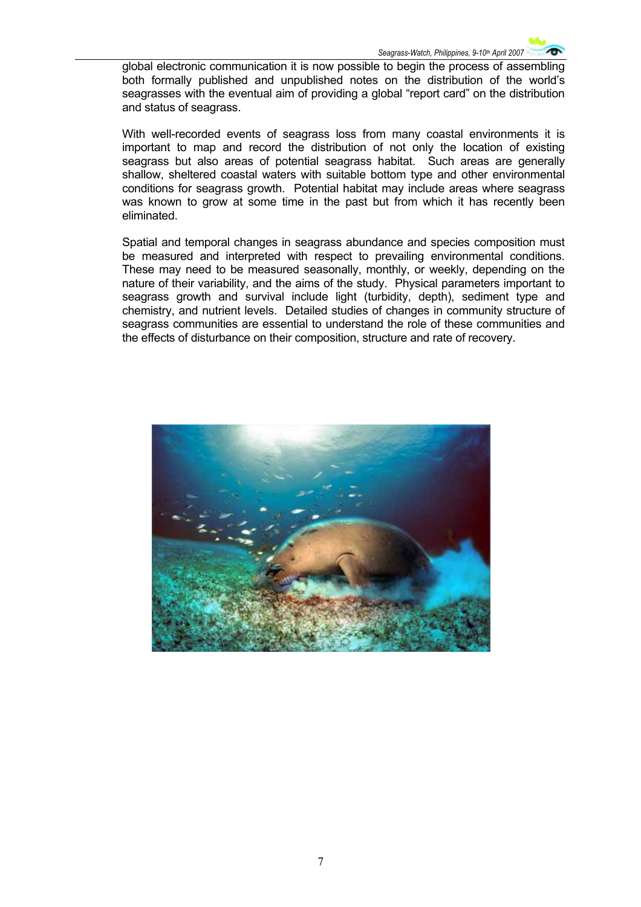global electronic communication it is now possible to begin the process of assembling both formally published and unpublished notes on the distribution of the world's seagrasses with the eventual aim of providing a global "report card" on the distribution and status of seagrass.

With well-recorded events of seagrass loss from many coastal environments it is important to map and record the distribution of not only the location of existing seagrass but also areas of potential seagrass habitat. Such areas are generally shallow, sheltered coastal waters with suitable bottom type and other environmental conditions for seagrass growth. Potential habitat may include areas where seagrass was known to grow at some time in the past but from which it has recently been eliminated.

Spatial and temporal changes in seagrass abundance and species composition must be measured and interpreted with respect to prevailing environmental conditions. These may need to be measured seasonally, monthly, or weekly, depending on the nature of their variability, and the aims of the study. Physical parameters important to seagrass growth and survival include light (turbidity, depth), sediment type and chemistry, and nutrient levels. Detailed studies of changes in community structure of seagrass communities are essential to understand the role of these communities and the effects of disturbance on their composition, structure and rate of recovery.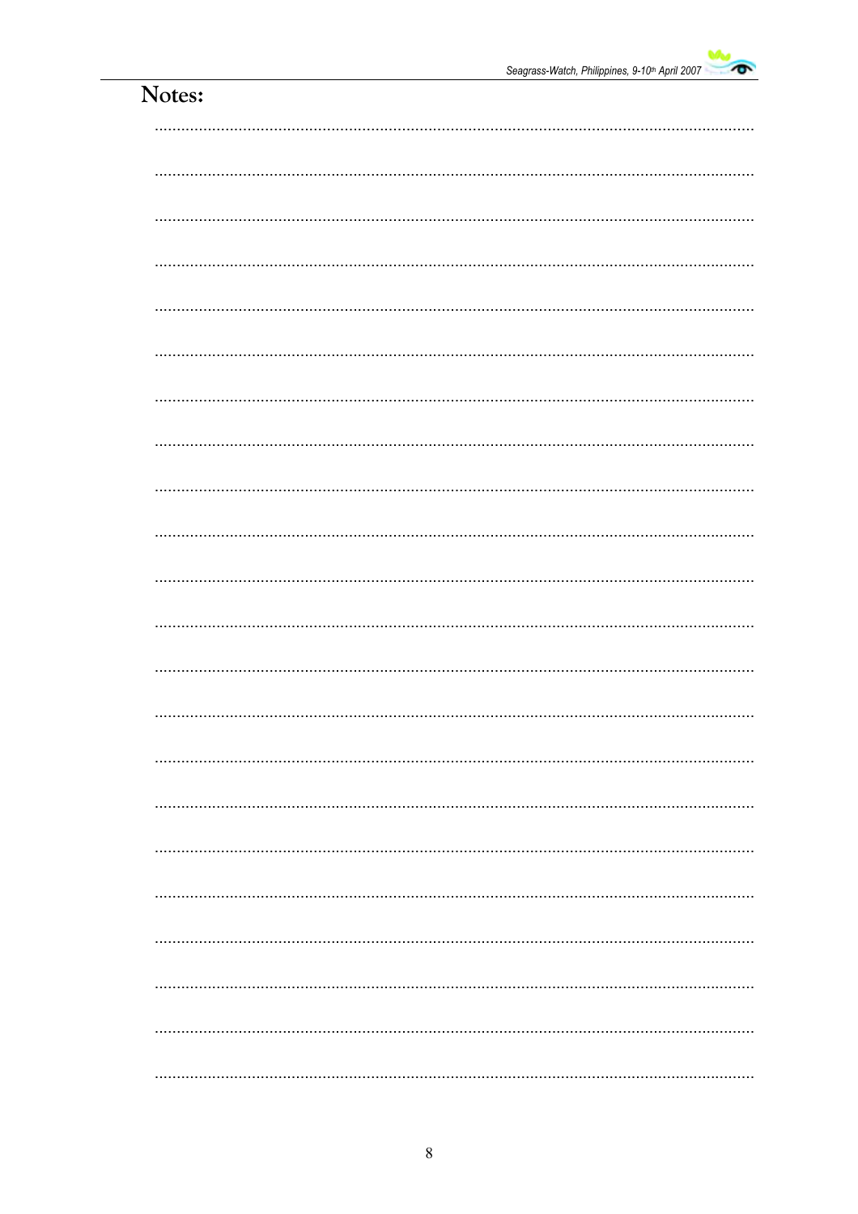# Notes: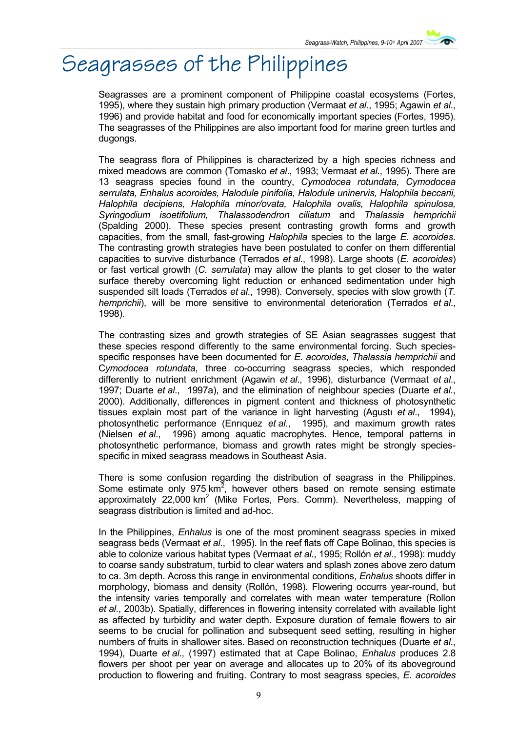# Seagrasses of the Philippines

Seagrasses are a prominent component of Philippine coastal ecosystems (Fortes, 1995), where they sustain high primary production (Vermaat *et al*., 1995; Agawin *et al*., 1996) and provide habitat and food for economically important species (Fortes, 1995). The seagrasses of the Philippines are also important food for marine green turtles and dugongs.

The seagrass flora of Philippines is characterized by a high species richness and mixed meadows are common (Tomasko *et al*., 1993; Vermaat *et al*., 1995). There are 13 seagrass species found in the country, *Cymodocea rotundata, Cymodocea serrulata, Enhalus acoroides, Halodule pinifolia, Halodule uninervis, Halophila beccarii, Halophila decipiens, Halophila minor/ovata, Halophila ovalis, Halophila spinulosa, Syringodium isoetifolium, Thalassodendron ciliatum* and *Thalassia hemprichii* (Spalding 2000). These species present contrasting growth forms and growth capacities, from the small, fast-growing *Halophila* species to the large *E. acoroides*. The contrasting growth strategies have been postulated to confer on them differential capacities to survive disturbance (Terrados *et al*., 1998). Large shoots (*E. acoroides*) or fast vertical growth (*C. serrulata*) may allow the plants to get closer to the water surface thereby overcoming light reduction or enhanced sedimentation under high suspended silt loads (Terrados *et al*., 1998). Conversely, species with slow growth (*T. hemprichii*), will be more sensitive to environmental deterioration (Terrados *et al*., 1998).

The contrasting sizes and growth strategies of SE Asian seagrasses suggest that these species respond differently to the same environmental forcing. Such species-specific responses have been documented for *E. acoroides*, *Thalassia hemprichii* and *Cymodocea rotundata*, three co-occurring seagrass species, which responded differently to nutrient enrichment (Agawin *et al*., 1996), disturbance (Vermaat *et al*., 1997; Duarte *et al*., 1997a), and the elimination of neighbour species (Duarte *et al*., 2000). Additionally, differences in pigment content and thickness of photosynthetic tissues explain most part of the variance in light harvesting (Agustı *et al*., 1994), photosynthetic performance (Enrıquez *et al*., 1995), and maximum growth rates (Nielsen *et al*., 1996) among aquatic macrophytes. Hence, temporal patterns in photosynthetic performance, biomass and growth rates might be strongly species-specific in mixed seagrass meadows in Southeast Asia.

There is some confusion regarding the distribution of seagrass in the Philippines. Some estimate only 975 $km^2$, however others based on remote sensing estimate approximately 22,000 $km^2$ (Mike Fortes, Pers. Comm). Nevertheless, mapping of seagrass distribution is limited and ad-hoc.

In the Philippines, *Enhalus* is one of the most prominent seagrass species in mixed seagrass beds (Vermaat *et al*., 1995). In the reef flats off Cape Bolinao, this species is able to colonize various habitat types (Vermaat *et al*., 1995; Rollón *et al*., 1998): muddy to coarse sandy substratum, turbid to clear waters and splash zones above zero datum to ca. 3m depth. Across this range in environmental conditions, *Enhalus* shoots differ in morphology, biomass and density (Rollón, 1998). Flowering occurrs year-round, but the intensity varies temporally and correlates with mean water temperature (Rollon *et al*., 2003b). Spatially, differences in flowering intensity correlated with available light as affected by turbidity and water depth. Exposure duration of female flowers to air seems to be crucial for pollination and subsequent seed setting, resulting in higher numbers of fruits in shallower sites. Based on reconstruction techniques (Duarte *et al*., 1994), Duarte *et al*., (1997) estimated that at Cape Bolinao, *Enhalus* produces 2.8 flowers per shoot per year on average and allocates up to 20% of its aboveground production to flowering and fruiting. Contrary to most seagrass species, *E. acoroides*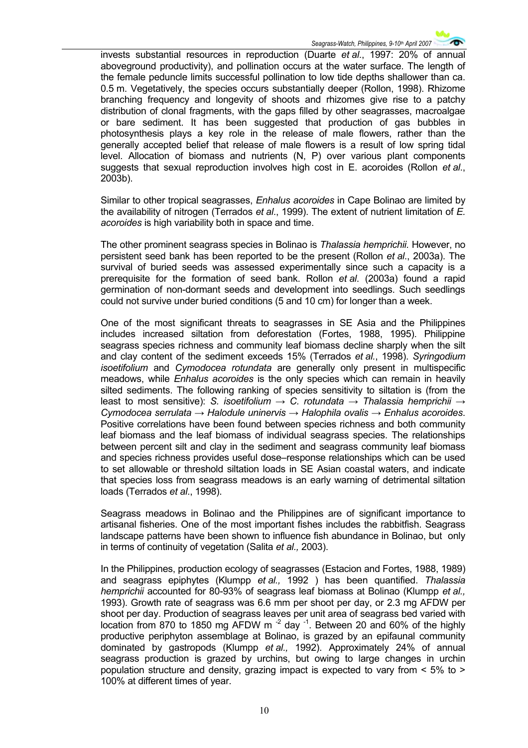invests substantial resources in reproduction (Duarte *et al*., 1997: 20% of annual aboveground productivity), and pollination occurs at the water surface. The length of the female peduncle limits successful pollination to low tide depths shallower than ca. 0.5 m. Vegetatively, the species occurs substantially deeper (Rollon, 1998). Rhizome branching frequency and longevity of shoots and rhizomes give rise to a patchy distribution of clonal fragments, with the gaps filled by other seagrasses, macroalgae or bare sediment. It has been suggested that production of gas bubbles in photosynthesis plays a key role in the release of male flowers, rather than the generally accepted belief that release of male flowers is a result of low spring tidal level. Allocation of biomass and nutrients (N, P) over various plant components suggests that sexual reproduction involves high cost in E. acoroides (Rollon *et al*., 2003b).

Similar to other tropical seagrasses, *Enhalus acoroides* in Cape Bolinao are limited by the availability of nitrogen (Terrados *et al*., 1999). The extent of nutrient limitation of *E. acoroides* is high variability both in space and time.

The other prominent seagrass species in Bolinao is *Thalassia hemprichii.* However, no persistent seed bank has been reported to be the present (Rollon *et al*., 2003a). The survival of buried seeds was assessed experimentally since such a capacity is a prerequisite for the formation of seed bank. Rollon *et al*. (2003a) found a rapid germination of non-dormant seeds and development into seedlings. Such seedlings could not survive under buried conditions (5 and 10 cm) for longer than a week.

One of the most significant threats to seagrasses in SE Asia and the Philippines includes increased siltation from deforestation (Fortes, 1988, 1995). Philippine seagrass species richness and community leaf biomass decline sharply when the silt and clay content of the sediment exceeds 15% (Terrados *et al*., 1998). *Syringodium isoetifolium* and *Cymodocea rotundata* are generally only present in multispecific meadows, while *Enhalus acoroides* is the only species which can remain in heavily silted sediments. The following ranking of species sensitivity to siltation is (from the least to most sensitive): *S. isoetifolium → C. rotundata → Thalassia hemprichii → Cymodocea serrulata → Halodule uninervis → Halophila ovalis → Enhalus acoroides*. Positive correlations have been found between species richness and both community leaf biomass and the leaf biomass of individual seagrass species. The relationships between percent silt and clay in the sediment and seagrass community leaf biomass and species richness provides useful dose–response relationships which can be used to set allowable or threshold siltation loads in SE Asian coastal waters, and indicate that species loss from seagrass meadows is an early warning of detrimental siltation loads (Terrados *et al*., 1998).

Seagrass meadows in Bolinao and the Philippines are of significant importance to artisanal fisheries. One of the most important fishes includes the rabbitfish. Seagrass landscape patterns have been shown to influence fish abundance in Bolinao, but only in terms of continuity of vegetation (Salita *et al.,* 2003).

In the Philippines, production ecology of seagrasses (Estacion and Fortes, 1988, 1989) and seagrass epiphytes (Klumpp *et al.,* 1992 ) has been quantified. *Thalassia hemprichii* accounted for 80-93% of seagrass leaf biomass at Bolinao (Klumpp *et al.,* 1993). Growth rate of seagrass was 6.6 mm per shoot per day, or 2.3 mg AFDW per shoot per day. Production of seagrass leaves per unit area of seagrass bed varied with location from 870 to 1850 mg AFDW $m^{-2}$ $day^{-1}$. Between 20 and 60% of the highly productive periphyton assemblage at Bolinao, is grazed by an epifaunal community dominated by gastropods (Klumpp *et al.,* 1992). Approximately 24% of annual seagrass production is grazed by urchins, but owing to large changes in urchin population structure and density, grazing impact is expected to vary from < 5% to > 100% at different times of year.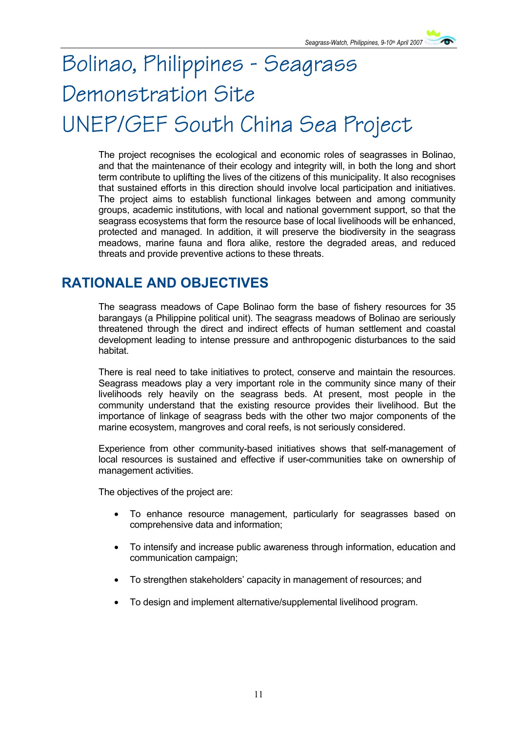# Bolinao, Philippines - Seagrass Demonstration Site UNEP/GEF South China Sea Project

The project recognises the ecological and economic roles of seagrasses in Bolinao, and that the maintenance of their ecology and integrity will, in both the long and short term contribute to uplifting the lives of the citizens of this municipality. It also recognises that sustained efforts in this direction should involve local participation and initiatives. The project aims to establish functional linkages between and among community groups, academic institutions, with local and national government support, so that the seagrass ecosystems that form the resource base of local livelihoods will be enhanced, protected and managed. In addition, it will preserve the biodiversity in the seagrass meadows, marine fauna and flora alike, restore the degraded areas, and reduced threats and provide preventive actions to these threats.

## RATIONALE AND OBJECTIVES

The seagrass meadows of Cape Bolinao form the base of fishery resources for 35 barangays (a Philippine political unit). The seagrass meadows of Bolinao are seriously threatened through the direct and indirect effects of human settlement and coastal development leading to intense pressure and anthropogenic disturbances to the said habitat.

There is real need to take initiatives to protect, conserve and maintain the resources. Seagrass meadows play a very important role in the community since many of their livelihoods rely heavily on the seagrass beds. At present, most people in the community understand that the existing resource provides their livelihood. But the importance of linkage of seagrass beds with the other two major components of the marine ecosystem, mangroves and coral reefs, is not seriously considered.

Experience from other community-based initiatives shows that self-management of local resources is sustained and effective if user-communities take on ownership of management activities.

The objectives of the project are:

- To enhance resource management, particularly for seagrasses based on comprehensive data and information;
- To intensify and increase public awareness through information, education and communication campaign;
- To strengthen stakeholders' capacity in management of resources; and
- To design and implement alternative/supplemental livelihood program.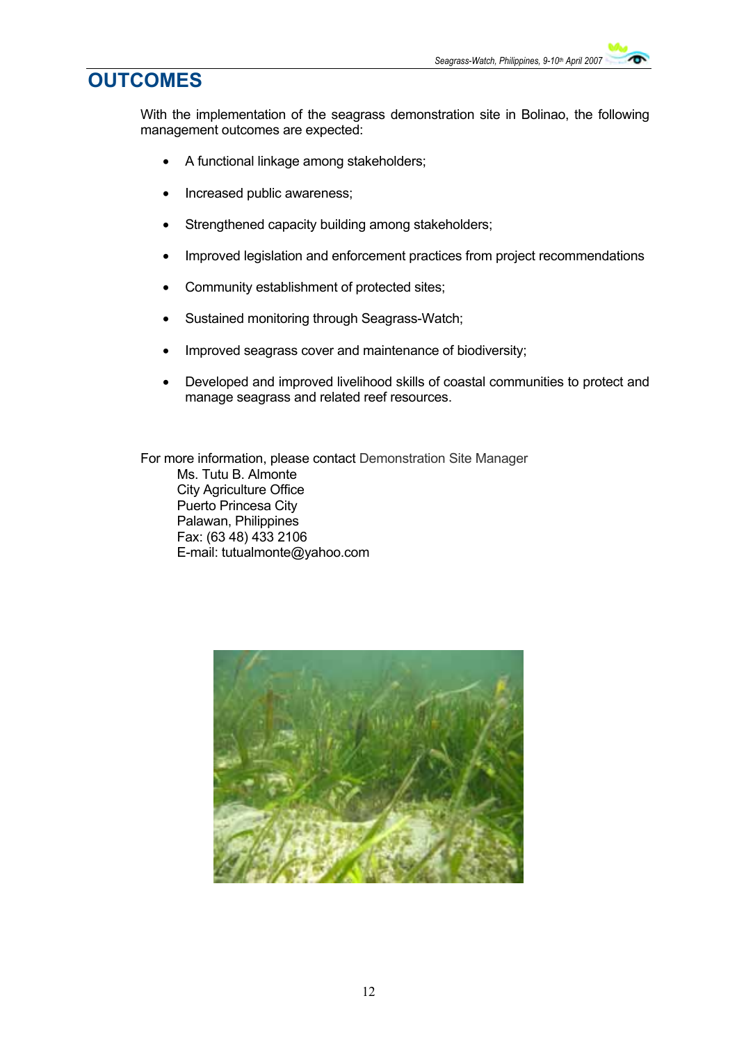# OUTCOMES

With the implementation of the seagrass demonstration site in Bolinao, the following management outcomes are expected:

- A functional linkage among stakeholders;
- Increased public awareness;
- Strengthened capacity building among stakeholders;
- Improved legislation and enforcement practices from project recommendations
- Community establishment of protected sites;
- Sustained monitoring through Seagrass-Watch;
- Improved seagrass cover and maintenance of biodiversity;
- Developed and improved livelihood skills of coastal communities to protect and manage seagrass and related reef resources.

For more information, please contact Demonstration Site Manager
Ms. Tutu B. Almonte
City Agriculture Office
Puerto Princesa City
Palawan, Philippines
Fax: (63 48) 433 2106
E-mail: tutualmonte@yahoo.com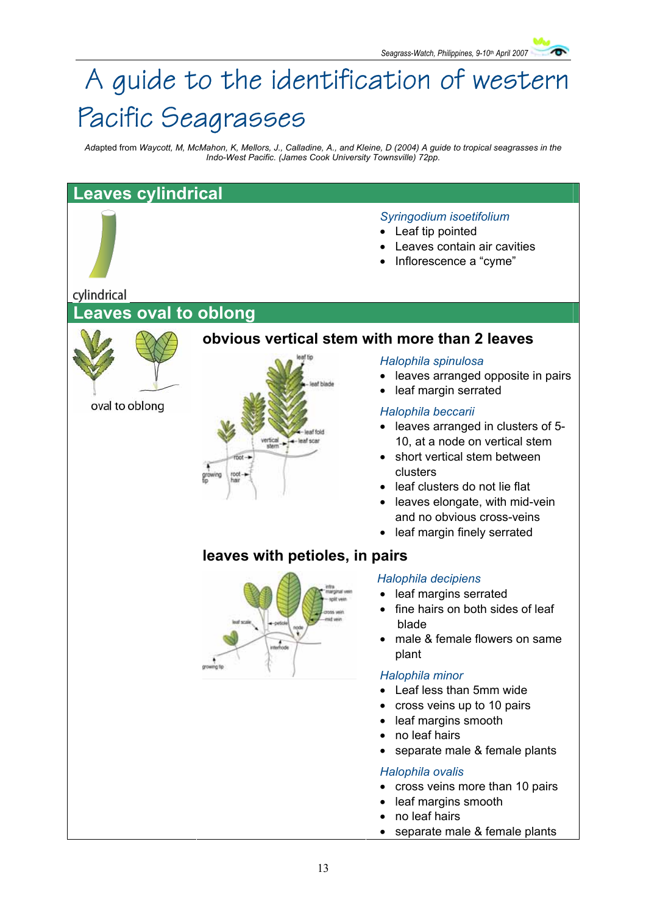# A guide to the identification of western Pacific Seagrasses

Adapted from *Waycott, M, McMahon, K, Mellors, J., Calladine, A., and Kleine, D (2004) A guide to tropical seagrasses in the Indo-West Pacific. (James Cook University Townsville) 72pp.*

## Leaves cylindrical

cylindrical

*Syringodium isoetifolium*

- Leaf tip pointed
- Leaves contain air cavities
- Inflorescence a "cyme"

## Leaves oval to oblong

oval to oblong

### obvious vertical stem with more than 2 leaves

*Halophila spinulosa*

- leaves arranged opposite in pairs
- leaf margin serrated

*Halophila beccarii*

- leaves arranged in clusters of 5-10, at a node on vertical stem
- short vertical stem between clusters
- leaf clusters do not lie flat
- leaves elongate, with mid-vein and no obvious cross-veins
- leaf margin finely serrated

### leaves with petioles, in pairs

*Halophila decipiens*

- leaf margins serrated
- fine hairs on both sides of leaf blade
- male & female flowers on same plant

*Halophila minor*

- Leaf less than 5mm wide
- cross veins up to 10 pairs
- leaf margins smooth
- no leaf hairs
- separate male & female plants

*Halophila ovalis*

- cross veins more than 10 pairs
- leaf margins smooth
- no leaf hairs
- separate male & female plants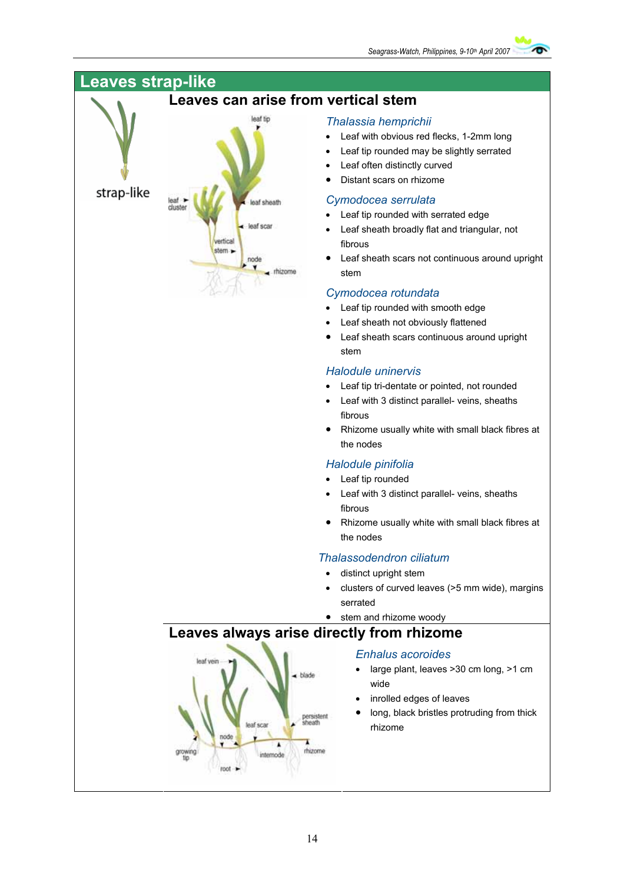## Leaves strap-like

strap-like

### Leaves can arise from vertical stem

leaf tip
leaf cluster
leaf sheath
leaf scar
vertical stem
node
rhizome

#### *Thalassia hemprichii*

- Leaf with obvious red flecks, 1-2mm long
- Leaf tip rounded may be slightly serrated
- Leaf often distinctly curved
- Distant scars on rhizome

#### *Cymodocea serrulata*

- Leaf tip rounded with serrated edge
- Leaf sheath broadly flat and triangular, not fibrous
- Leaf sheath scars not continuous around upright stem

#### *Cymodocea rotundata*

- Leaf tip rounded with smooth edge
- Leaf sheath not obviously flattened
- Leaf sheath scars continuous around upright stem

#### *Halodule uninervis*

- Leaf tip tri-dentate or pointed, not rounded
- Leaf with 3 distinct parallel- veins, sheaths fibrous
- Rhizome usually white with small black fibres at the nodes

#### *Halodule pinifolia*

- Leaf tip rounded
- Leaf with 3 distinct parallel- veins, sheaths fibrous
- Rhizome usually white with small black fibres at the nodes

#### *Thalassodendron ciliatum*

- distinct upright stem
- clusters of curved leaves (>5 mm wide), margins serrated
- stem and rhizome woody

### Leaves always arise directly from rhizome

leaf vein
blade
persistent sheath
leaf scar
node
growing tip
internode
rhizome
root

#### *Enhalus acoroides*

- large plant, leaves >30 cm long, >1 cm wide
- inrolled edges of leaves
- long, black bristles protruding from thick rhizome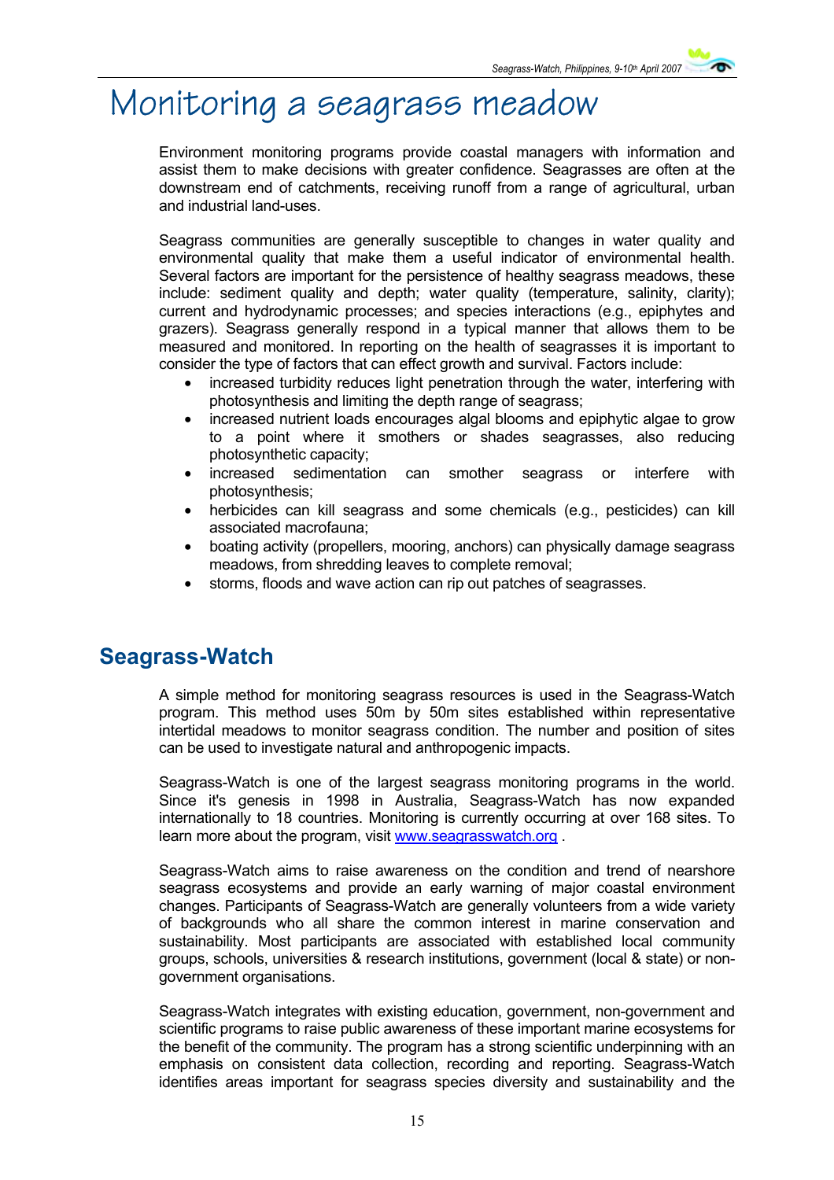# Monitoring a seagrass meadow

Environment monitoring programs provide coastal managers with information and assist them to make decisions with greater confidence. Seagrasses are often at the downstream end of catchments, receiving runoff from a range of agricultural, urban and industrial land-uses.

Seagrass communities are generally susceptible to changes in water quality and environmental quality that make them a useful indicator of environmental health. Several factors are important for the persistence of healthy seagrass meadows, these include: sediment quality and depth; water quality (temperature, salinity, clarity); current and hydrodynamic processes; and species interactions (e.g., epiphytes and grazers). Seagrass generally respond in a typical manner that allows them to be measured and monitored. In reporting on the health of seagrasses it is important to consider the type of factors that can effect growth and survival. Factors include:

- increased turbidity reduces light penetration through the water, interfering with photosynthesis and limiting the depth range of seagrass;
- increased nutrient loads encourages algal blooms and epiphytic algae to grow to a point where it smothers or shades seagrasses, also reducing photosynthetic capacity;
- increased sedimentation can smother seagrass or interfere with photosynthesis;
- herbicides can kill seagrass and some chemicals (e.g., pesticides) can kill associated macrofauna;
- boating activity (propellers, mooring, anchors) can physically damage seagrass meadows, from shredding leaves to complete removal;
- storms, floods and wave action can rip out patches of seagrasses.

## Seagrass-Watch

A simple method for monitoring seagrass resources is used in the Seagrass-Watch program. This method uses 50m by 50m sites established within representative intertidal meadows to monitor seagrass condition. The number and position of sites can be used to investigate natural and anthropogenic impacts.

Seagrass-Watch is one of the largest seagrass monitoring programs in the world. Since it's genesis in 1998 in Australia, Seagrass-Watch has now expanded internationally to 18 countries. Monitoring is currently occurring at over 168 sites. To learn more about the program, visit www.seagrasswatch.org .

Seagrass-Watch aims to raise awareness on the condition and trend of nearshore seagrass ecosystems and provide an early warning of major coastal environment changes. Participants of Seagrass-Watch are generally volunteers from a wide variety of backgrounds who all share the common interest in marine conservation and sustainability. Most participants are associated with established local community groups, schools, universities & research institutions, government (local & state) or non-government organisations.

Seagrass-Watch integrates with existing education, government, non-government and scientific programs to raise public awareness of these important marine ecosystems for the benefit of the community. The program has a strong scientific underpinning with an emphasis on consistent data collection, recording and reporting. Seagrass-Watch identifies areas important for seagrass species diversity and sustainability and the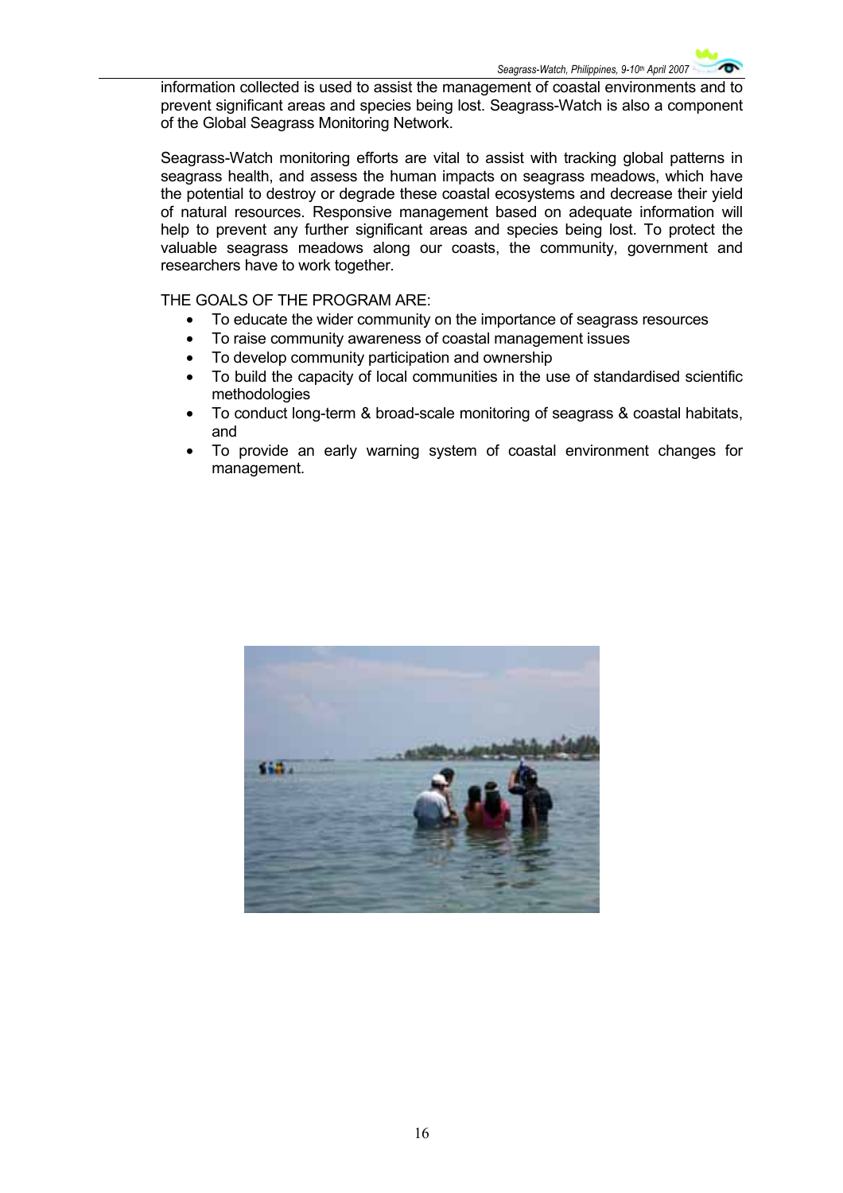information collected is used to assist the management of coastal environments and to prevent significant areas and species being lost. Seagrass-Watch is also a component of the Global Seagrass Monitoring Network.

Seagrass-Watch monitoring efforts are vital to assist with tracking global patterns in seagrass health, and assess the human impacts on seagrass meadows, which have the potential to destroy or degrade these coastal ecosystems and decrease their yield of natural resources. Responsive management based on adequate information will help to prevent any further significant areas and species being lost. To protect the valuable seagrass meadows along our coasts, the community, government and researchers have to work together.

THE GOALS OF THE PROGRAM ARE:

- To educate the wider community on the importance of seagrass resources
- To raise community awareness of coastal management issues
- To develop community participation and ownership
- To build the capacity of local communities in the use of standardised scientific methodologies
- To conduct long-term & broad-scale monitoring of seagrass & coastal habitats, and
- To provide an early warning system of coastal environment changes for management.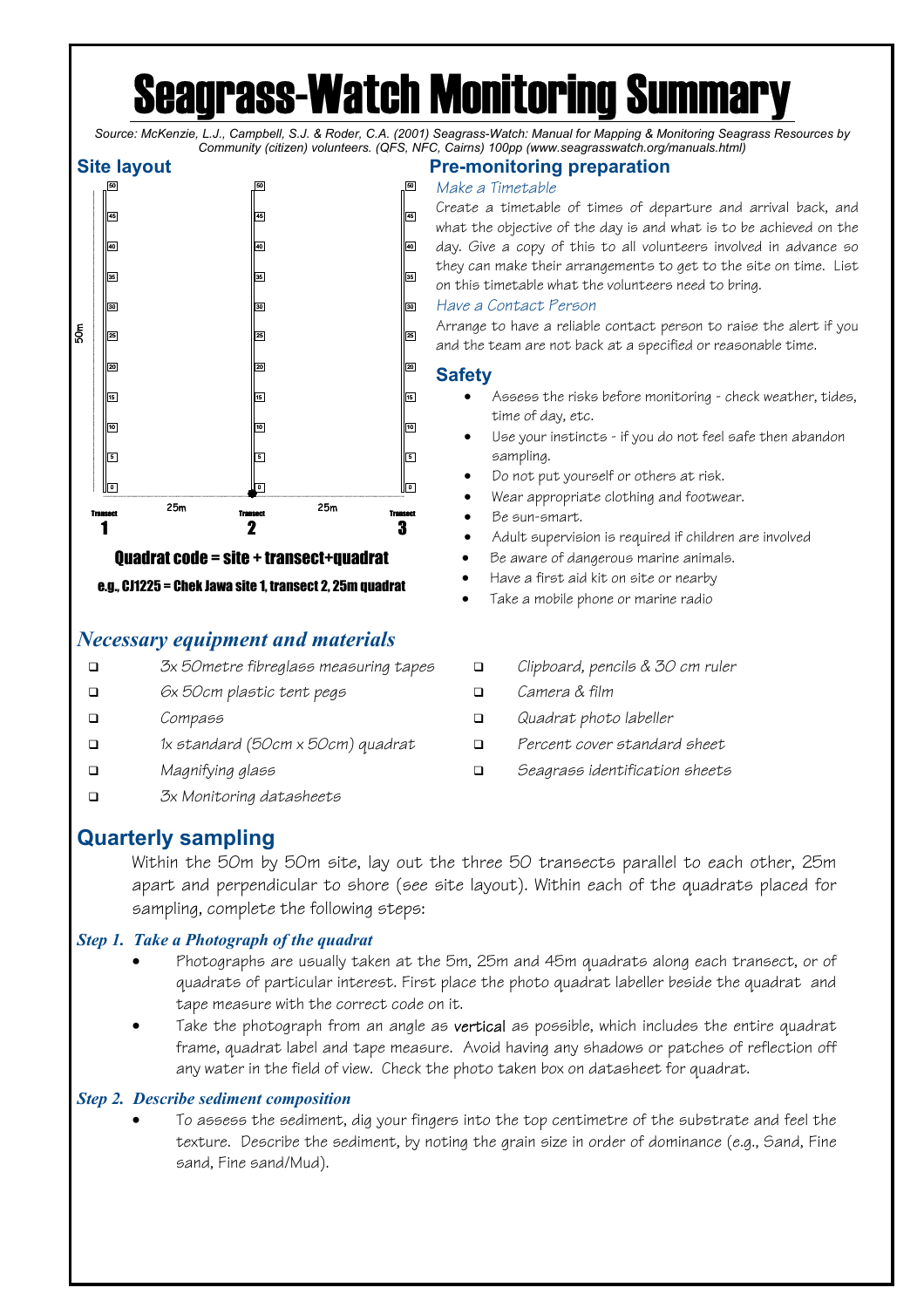# Seagrass-Watch Monitoring Summary

*Source: McKenzie, L.J., Campbell, S.J. & Roder, C.A. (2001) Seagrass-Watch: Manual for Mapping & Monitoring Seagrass Resources by Community (citizen) volunteers. (QFS, NFC, Cairns) 100pp (www.seagrasswatch.org/manuals.html)*

## Site layout

50m

0 5 10 15 20 25 30 35 40 45 50

Transect 1 — 25m — Transect 2 — 25m — Transect 3

**Quadrat code = site + transect+quadrat**

**e.g., CJ1225 = Chek Jawa site 1, transect 2, 25m quadrat**

## Pre-monitoring preparation

*Make a Timetable*

Create a timetable of times of departure and arrival back, and what the objective of the day is and what is to be achieved on the day. Give a copy of this to all volunteers involved in advance so they can make their arrangements to get to the site on time. List on this timetable what the volunteers need to bring.

*Have a Contact Person*

Arrange to have a reliable contact person to raise the alert if you and the team are not back at a specified or reasonable time.

## Safety

- Assess the risks before monitoring - check weather, tides, time of day, etc.
- Use your instincts - if you do not feel safe then abandon sampling.
- Do not put yourself or others at risk.
- Wear appropriate clothing and footwear.
- Be sun-smart.
- Adult supervision is required if children are involved
- Be aware of dangerous marine animals.
- Have a first aid kit on site or nearby
- Take a mobile phone or marine radio

## *Necessary equipment and materials*

- ❑ 3x 50metre fibreglass measuring tapes
- ❑ 6x 50cm plastic tent pegs
- ❑ Compass
- ❑ 1x standard (50cm x 50cm) quadrat
- ❑ Magnifying glass
- ❑ 3x Monitoring datasheets
- ❑ Clipboard, pencils & 30 cm ruler
- ❑ Camera & film
- ❑ Quadrat photo labeller
- ❑ Percent cover standard sheet
- ❑ Seagrass identification sheets

## Quarterly sampling

Within the 50m by 50m site, lay out the three 50 transects parallel to each other, 25m apart and perpendicular to shore (see site layout). Within each of the quadrats placed for sampling, complete the following steps:

### *Step 1. Take a Photograph of the quadrat*

- Photographs are usually taken at the 5m, 25m and 45m quadrats along each transect, or of quadrats of particular interest. First place the photo quadrat labeller beside the quadrat and tape measure with the correct code on it.
- Take the photograph from an angle as vertical as possible, which includes the entire quadrat frame, quadrat label and tape measure. Avoid having any shadows or patches of reflection off any water in the field of view. Check the photo taken box on datasheet for quadrat.

### *Step 2. Describe sediment composition*

- To assess the sediment, dig your fingers into the top centimetre of the substrate and feel the texture. Describe the sediment, by noting the grain size in order of dominance (e.g., Sand, Fine sand, Fine sand/Mud).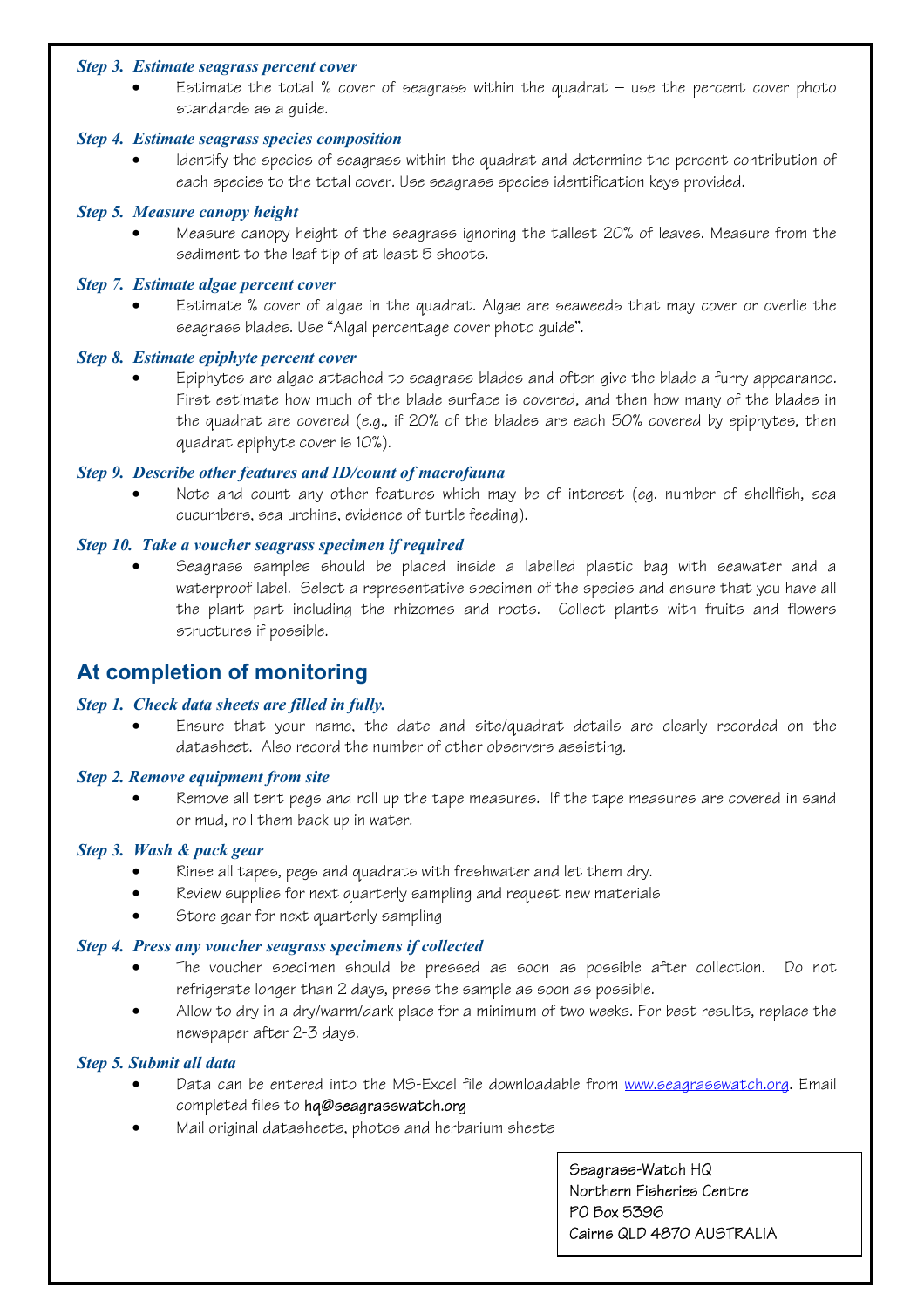***Step 3. Estimate seagrass percent cover***

- Estimate the total % cover of seagrass within the quadrat – use the percent cover photo standards as a guide.

***Step 4. Estimate seagrass species composition***

- Identify the species of seagrass within the quadrat and determine the percent contribution of each species to the total cover. Use seagrass species identification keys provided.

***Step 5. Measure canopy height***

- Measure canopy height of the seagrass ignoring the tallest 20% of leaves. Measure from the sediment to the leaf tip of at least 5 shoots.

***Step 7. Estimate algae percent cover***

- Estimate % cover of algae in the quadrat. Algae are seaweeds that may cover or overlie the seagrass blades. Use "Algal percentage cover photo guide".

***Step 8. Estimate epiphyte percent cover***

- Epiphytes are algae attached to seagrass blades and often give the blade a furry appearance. First estimate how much of the blade surface is covered, and then how many of the blades in the quadrat are covered (e.g., if 20% of the blades are each 50% covered by epiphytes, then quadrat epiphyte cover is 10%).

***Step 9. Describe other features and ID/count of macrofauna***

- Note and count any other features which may be of interest (eg. number of shellfish, sea cucumbers, sea urchins, evidence of turtle feeding).

***Step 10. Take a voucher seagrass specimen if required***

- Seagrass samples should be placed inside a labelled plastic bag with seawater and a waterproof label. Select a representative specimen of the species and ensure that you have all the plant part including the rhizomes and roots. Collect plants with fruits and flowers structures if possible.

## At completion of monitoring

***Step 1. Check data sheets are filled in fully.***

- Ensure that your name, the date and site/quadrat details are clearly recorded on the datasheet. Also record the number of other observers assisting.

***Step 2. Remove equipment from site***

- Remove all tent pegs and roll up the tape measures. If the tape measures are covered in sand or mud, roll them back up in water.

***Step 3. Wash & pack gear***

- Rinse all tapes, pegs and quadrats with freshwater and let them dry.
- Review supplies for next quarterly sampling and request new materials
- Store gear for next quarterly sampling

***Step 4. Press any voucher seagrass specimens if collected***

- The voucher specimen should be pressed as soon as possible after collection. Do not refrigerate longer than 2 days, press the sample as soon as possible.
- Allow to dry in a dry/warm/dark place for a minimum of two weeks. For best results, replace the newspaper after 2-3 days.

***Step 5. Submit all data***

- Data can be entered into the MS-Excel file downloadable from www.seagrasswatch.org. Email completed files to **hq@seagrasswatch.org**
- Mail original datasheets, photos and herbarium sheets

**Seagrass-Watch HQ**
**Northern Fisheries Centre**
**PO Box 5396**
**Cairns QLD 4870 AUSTRALIA**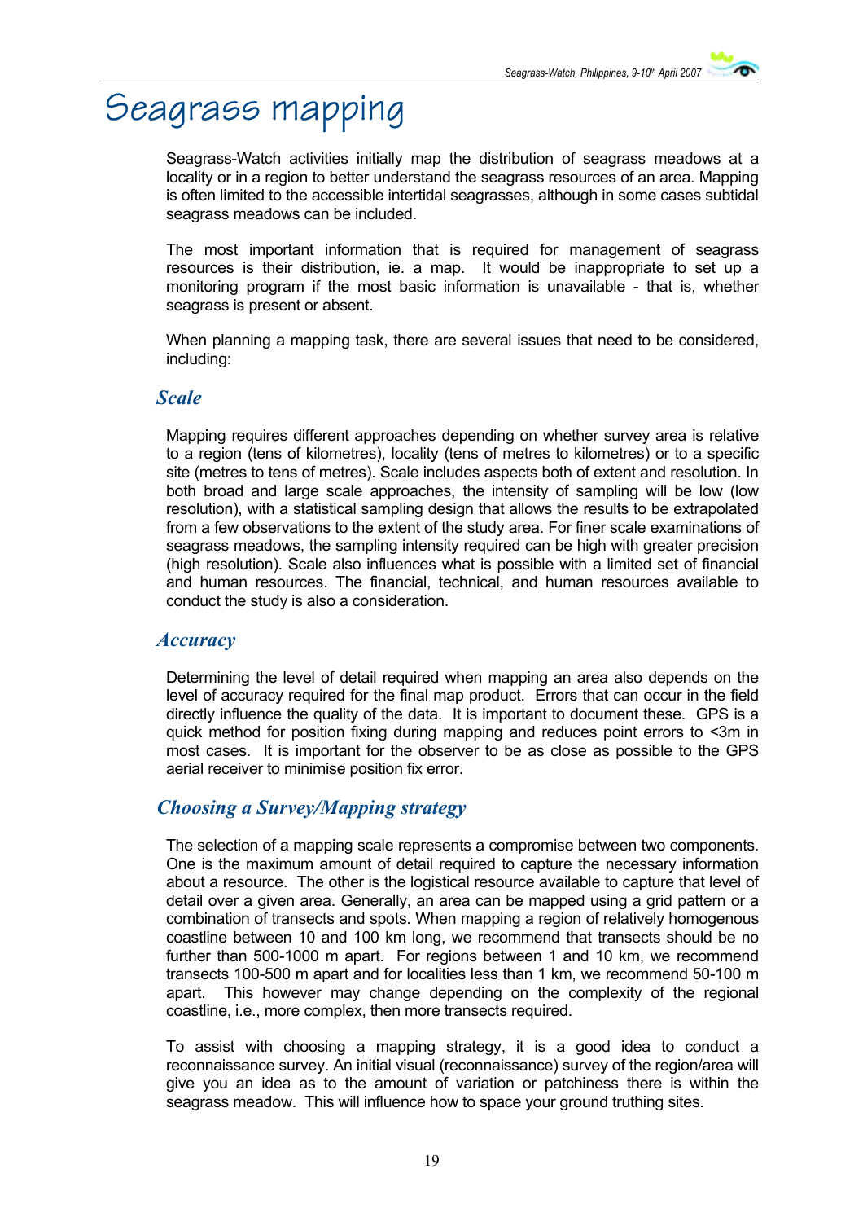# Seagrass mapping

Seagrass-Watch activities initially map the distribution of seagrass meadows at a locality or in a region to better understand the seagrass resources of an area. Mapping is often limited to the accessible intertidal seagrasses, although in some cases subtidal seagrass meadows can be included.

The most important information that is required for management of seagrass resources is their distribution, ie. a map. It would be inappropriate to set up a monitoring program if the most basic information is unavailable - that is, whether seagrass is present or absent.

When planning a mapping task, there are several issues that need to be considered, including:

### *Scale*

Mapping requires different approaches depending on whether survey area is relative to a region (tens of kilometres), locality (tens of metres to kilometres) or to a specific site (metres to tens of metres). Scale includes aspects both of extent and resolution. In both broad and large scale approaches, the intensity of sampling will be low (low resolution), with a statistical sampling design that allows the results to be extrapolated from a few observations to the extent of the study area. For finer scale examinations of seagrass meadows, the sampling intensity required can be high with greater precision (high resolution). Scale also influences what is possible with a limited set of financial and human resources. The financial, technical, and human resources available to conduct the study is also a consideration.

### *Accuracy*

Determining the level of detail required when mapping an area also depends on the level of accuracy required for the final map product. Errors that can occur in the field directly influence the quality of the data. It is important to document these. GPS is a quick method for position fixing during mapping and reduces point errors to <3m in most cases. It is important for the observer to be as close as possible to the GPS aerial receiver to minimise position fix error.

### *Choosing a Survey/Mapping strategy*

The selection of a mapping scale represents a compromise between two components. One is the maximum amount of detail required to capture the necessary information about a resource. The other is the logistical resource available to capture that level of detail over a given area. Generally, an area can be mapped using a grid pattern or a combination of transects and spots. When mapping a region of relatively homogenous coastline between 10 and 100 km long, we recommend that transects should be no further than 500-1000 m apart. For regions between 1 and 10 km, we recommend transects 100-500 m apart and for localities less than 1 km, we recommend 50-100 m apart. This however may change depending on the complexity of the regional coastline, i.e., more complex, then more transects required.

To assist with choosing a mapping strategy, it is a good idea to conduct a reconnaissance survey. An initial visual (reconnaissance) survey of the region/area will give you an idea as to the amount of variation or patchiness there is within the seagrass meadow. This will influence how to space your ground truthing sites.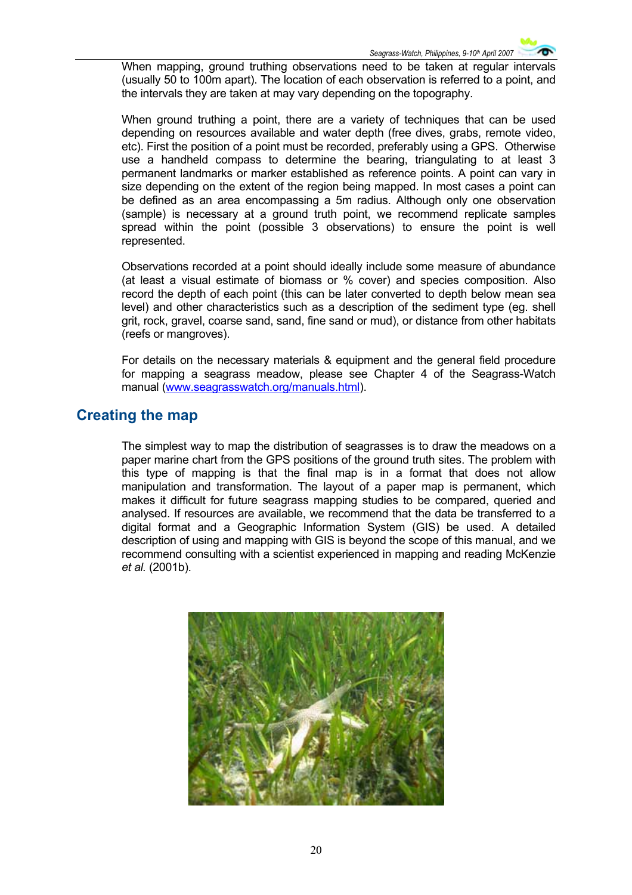When mapping, ground truthing observations need to be taken at regular intervals (usually 50 to 100m apart). The location of each observation is referred to a point, and the intervals they are taken at may vary depending on the topography.

When ground truthing a point, there are a variety of techniques that can be used depending on resources available and water depth (free dives, grabs, remote video, etc). First the position of a point must be recorded, preferably using a GPS. Otherwise use a handheld compass to determine the bearing, triangulating to at least 3 permanent landmarks or marker established as reference points. A point can vary in size depending on the extent of the region being mapped. In most cases a point can be defined as an area encompassing a 5m radius. Although only one observation (sample) is necessary at a ground truth point, we recommend replicate samples spread within the point (possible 3 observations) to ensure the point is well represented.

Observations recorded at a point should ideally include some measure of abundance (at least a visual estimate of biomass or % cover) and species composition. Also record the depth of each point (this can be later converted to depth below mean sea level) and other characteristics such as a description of the sediment type (eg. shell grit, rock, gravel, coarse sand, sand, fine sand or mud), or distance from other habitats (reefs or mangroves).

For details on the necessary materials & equipment and the general field procedure for mapping a seagrass meadow, please see Chapter 4 of the Seagrass-Watch manual (www.seagrasswatch.org/manuals.html).

## Creating the map

The simplest way to map the distribution of seagrasses is to draw the meadows on a paper marine chart from the GPS positions of the ground truth sites. The problem with this type of mapping is that the final map is in a format that does not allow manipulation and transformation. The layout of a paper map is permanent, which makes it difficult for future seagrass mapping studies to be compared, queried and analysed. If resources are available, we recommend that the data be transferred to a digital format and a Geographic Information System (GIS) be used. A detailed description of using and mapping with GIS is beyond the scope of this manual, and we recommend consulting with a scientist experienced in mapping and reading McKenzie *et al.* (2001b).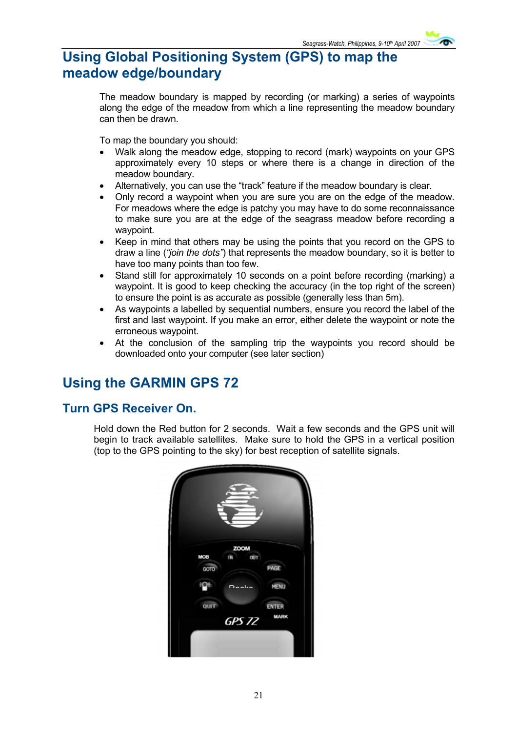# Using Global Positioning System (GPS) to map the meadow edge/boundary

The meadow boundary is mapped by recording (or marking) a series of waypoints along the edge of the meadow from which a line representing the meadow boundary can then be drawn.

To map the boundary you should:

- Walk along the meadow edge, stopping to record (mark) waypoints on your GPS approximately every 10 steps or where there is a change in direction of the meadow boundary.
- Alternatively, you can use the "track" feature if the meadow boundary is clear.
- Only record a waypoint when you are sure you are on the edge of the meadow. For meadows where the edge is patchy you may have to do some reconnaissance to make sure you are at the edge of the seagrass meadow before recording a waypoint.
- Keep in mind that others may be using the points that you record on the GPS to draw a line (*"join the dots"*) that represents the meadow boundary, so it is better to have too many points than too few.
- Stand still for approximately 10 seconds on a point before recording (marking) a waypoint. It is good to keep checking the accuracy (in the top right of the screen) to ensure the point is as accurate as possible (generally less than 5m).
- As waypoints a labelled by sequential numbers, ensure you record the label of the first and last waypoint. If you make an error, either delete the waypoint or note the erroneous waypoint.
- At the conclusion of the sampling trip the waypoints you record should be downloaded onto your computer (see later section)

# Using the GARMIN GPS 72

## Turn GPS Receiver On.

Hold down the Red button for 2 seconds. Wait a few seconds and the GPS unit will begin to track available satellites. Make sure to hold the GPS in a vertical position (top to the GPS pointing to the sky) for best reception of satellite signals.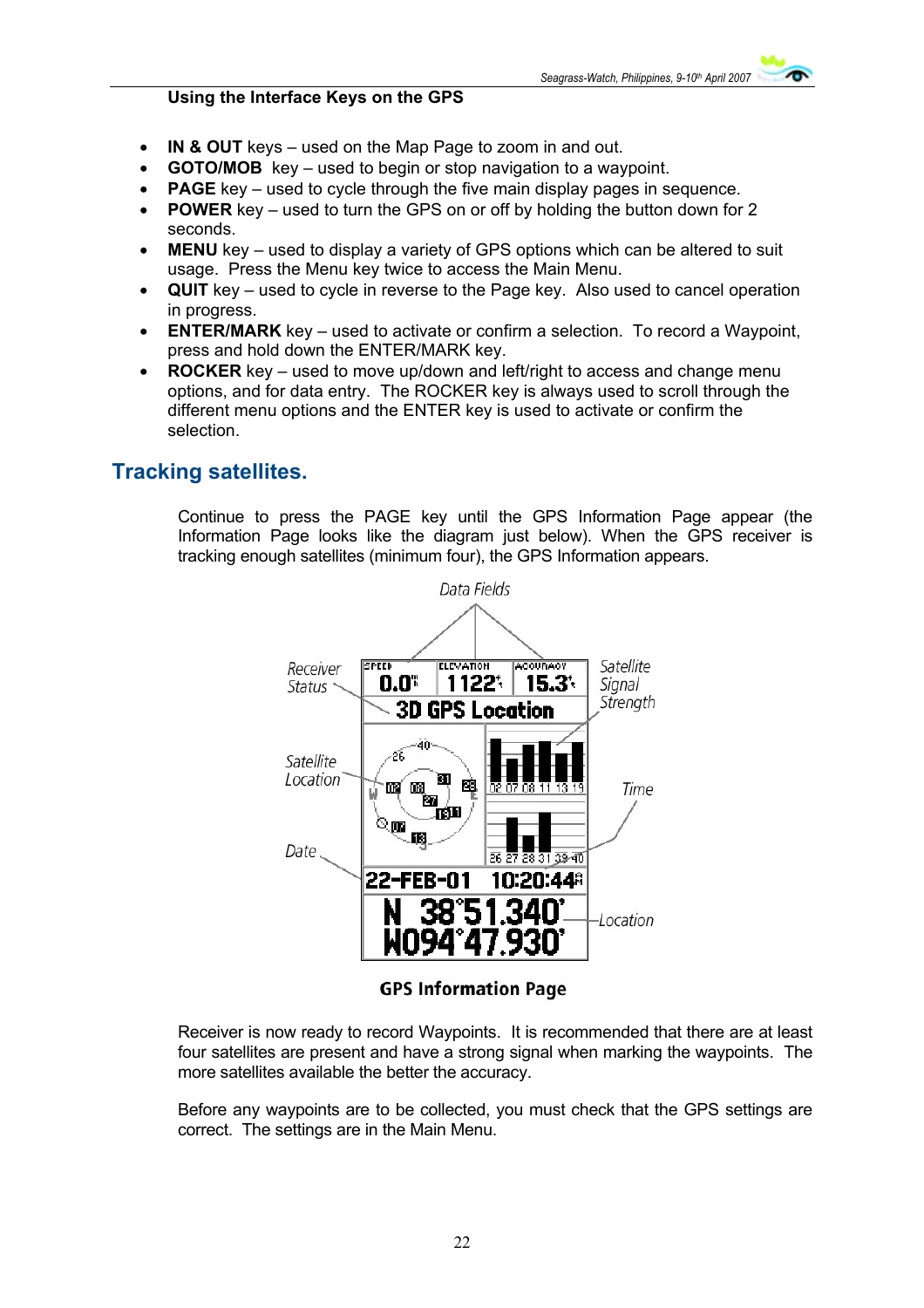**Using the Interface Keys on the GPS**

- **IN & OUT** keys – used on the Map Page to zoom in and out.
- **GOTO/MOB** key – used to begin or stop navigation to a waypoint.
- **PAGE** key – used to cycle through the five main display pages in sequence.
- **POWER** key – used to turn the GPS on or off by holding the button down for 2 seconds.
- **MENU** key – used to display a variety of GPS options which can be altered to suit usage. Press the Menu key twice to access the Main Menu.
- **QUIT** key – used to cycle in reverse to the Page key. Also used to cancel operation in progress.
- **ENTER/MARK** key – used to activate or confirm a selection. To record a Waypoint, press and hold down the ENTER/MARK key.
- **ROCKER** key – used to move up/down and left/right to access and change menu options, and for data entry. The ROCKER key is always used to scroll through the different menu options and the ENTER key is used to activate or confirm the selection.

## Tracking satellites.

Continue to press the PAGE key until the GPS Information Page appear (the Information Page looks like the diagram just below). When the GPS receiver is tracking enough satellites (minimum four), the GPS Information appears.

Data Fields

Receiver Status | Satellite Signal Strength | Satellite Location | Time | Date | Location

SPEED 0.0 | ELEVATION 1122 | ACCURACY 15.3

3D GPS Location

22-FEB-01 10:20:44

N 38°51.340'
W094°47.930'

**GPS Information Page**

Receiver is now ready to record Waypoints. It is recommended that there are at least four satellites are present and have a strong signal when marking the waypoints. The more satellites available the better the accuracy.

Before any waypoints are to be collected, you must check that the GPS settings are correct. The settings are in the Main Menu.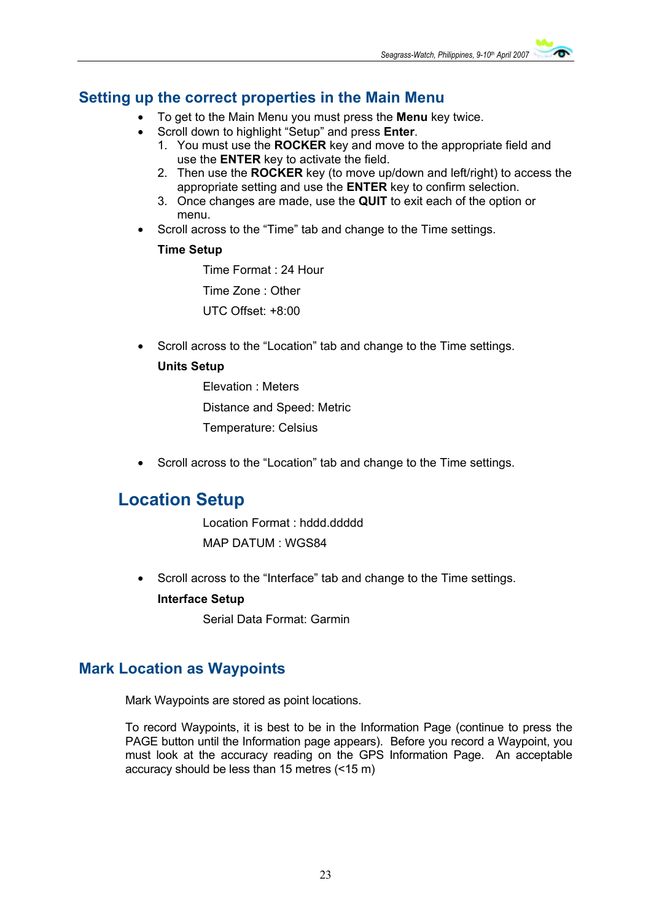## Setting up the correct properties in the Main Menu

- To get to the Main Menu you must press the **Menu** key twice.
- Scroll down to highlight "Setup" and press **Enter**.
  1. You must use the **ROCKER** key and move to the appropriate field and use the **ENTER** key to activate the field.
  2. Then use the **ROCKER** key (to move up/down and left/right) to access the appropriate setting and use the **ENTER** key to confirm selection.
  3. Once changes are made, use the **QUIT** to exit each of the option or menu.
- Scroll across to the "Time" tab and change to the Time settings.

**Time Setup**

Time Format : 24 Hour

Time Zone : Other

UTC Offset: +8:00

- Scroll across to the "Location" tab and change to the Time settings.

**Units Setup**

Elevation : Meters

Distance and Speed: Metric

Temperature: Celsius

- Scroll across to the "Location" tab and change to the Time settings.

## Location Setup

Location Format : hddd.ddddd

MAP DATUM : WGS84

- Scroll across to the "Interface" tab and change to the Time settings.

**Interface Setup**

Serial Data Format: Garmin

## Mark Location as Waypoints

Mark Waypoints are stored as point locations.

To record Waypoints, it is best to be in the Information Page (continue to press the PAGE button until the Information page appears). Before you record a Waypoint, you must look at the accuracy reading on the GPS Information Page. An acceptable accuracy should be less than 15 metres (<15 m)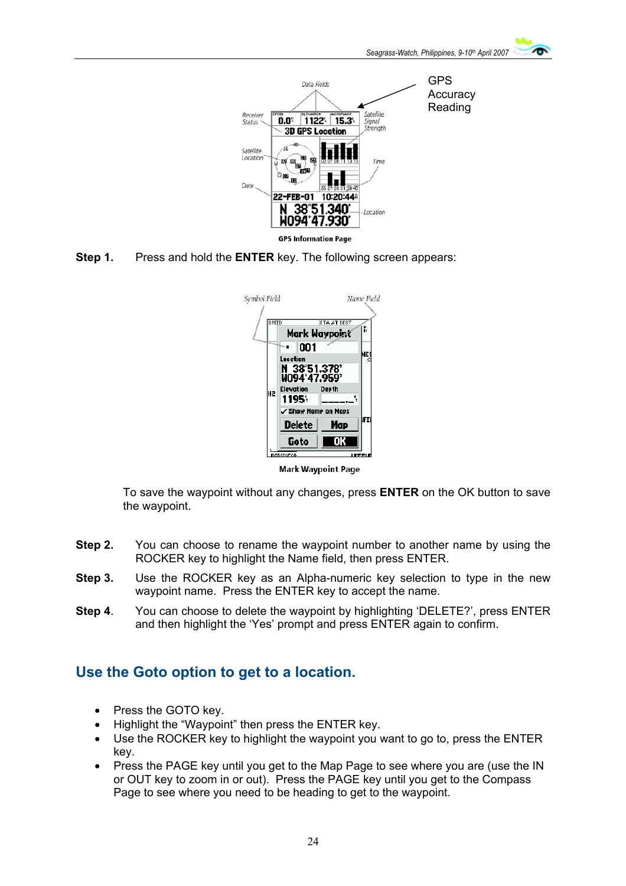GPS Accuracy Reading

GPS Information Page

**Step 1.** Press and hold the **ENTER** key. The following screen appears:

Mark Waypoint Page

To save the waypoint without any changes, press **ENTER** on the OK button to save the waypoint.

**Step 2.** You can choose to rename the waypoint number to another name by using the ROCKER key to highlight the Name field, then press ENTER.

**Step 3.** Use the ROCKER key as an Alpha-numeric key selection to type in the new waypoint name. Press the ENTER key to accept the name.

**Step 4.** You can choose to delete the waypoint by highlighting 'DELETE?', press ENTER and then highlight the 'Yes' prompt and press ENTER again to confirm.

## Use the Goto option to get to a location.

- Press the GOTO key.
- Highlight the "Waypoint" then press the ENTER key.
- Use the ROCKER key to highlight the waypoint you want to go to, press the ENTER key.
- Press the PAGE key until you get to the Map Page to see where you are (use the IN or OUT key to zoom in or out). Press the PAGE key until you get to the Compass Page to see where you need to be heading to get to the waypoint.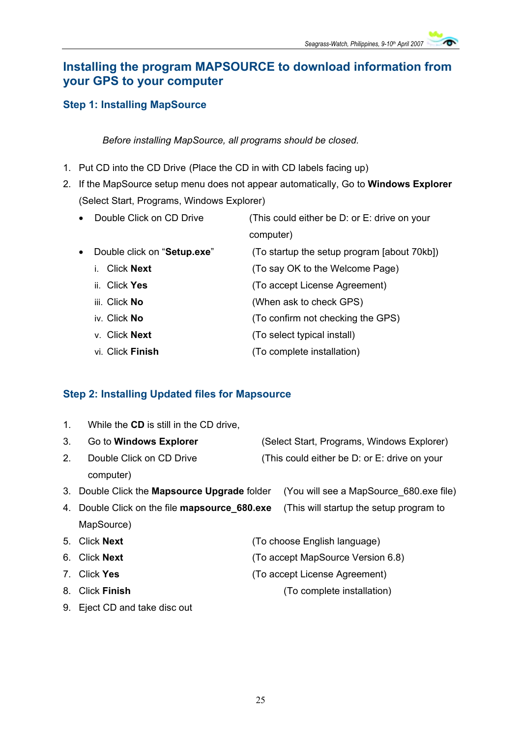# Installing the program MAPSOURCE to download information from your GPS to your computer

## Step 1: Installing MapSource

*Before installing MapSource, all programs should be closed.*

1. Put CD into the CD Drive (Place the CD in with CD labels facing up)
2. If the MapSource setup menu does not appear automatically, Go to **Windows Explorer** (Select Start, Programs, Windows Explorer)
   - Double Click on CD Drive (This could either be D: or E: drive on your computer)
   - Double click on "**Setup.exe**" (To startup the setup program [about 70kb])
     - i. Click **Next** (To say OK to the Welcome Page)
     - ii. Click **Yes** (To accept License Agreement)
     - iii. Click **No** (When ask to check GPS)
     - iv. Click **No** (To confirm not checking the GPS)
     - v. Click **Next** (To select typical install)
     - vi. Click **Finish** (To complete installation)

## Step 2: Installing Updated files for Mapsource

1. While the **CD** is still in the CD drive,
3. Go to **Windows Explorer** (Select Start, Programs, Windows Explorer)
2. Double Click on CD Drive (This could either be D: or E: drive on your computer)
3. Double Click the **Mapsource Upgrade** folder (You will see a MapSource_680.exe file)
4. Double Click on the file **mapsource_680.exe** (This will startup the setup program to MapSource)
5. Click **Next** (To choose English language)
6. Click **Next** (To accept MapSource Version 6.8)
7. Click **Yes** (To accept License Agreement)
8. Click **Finish** (To complete installation)
9. Eject CD and take disc out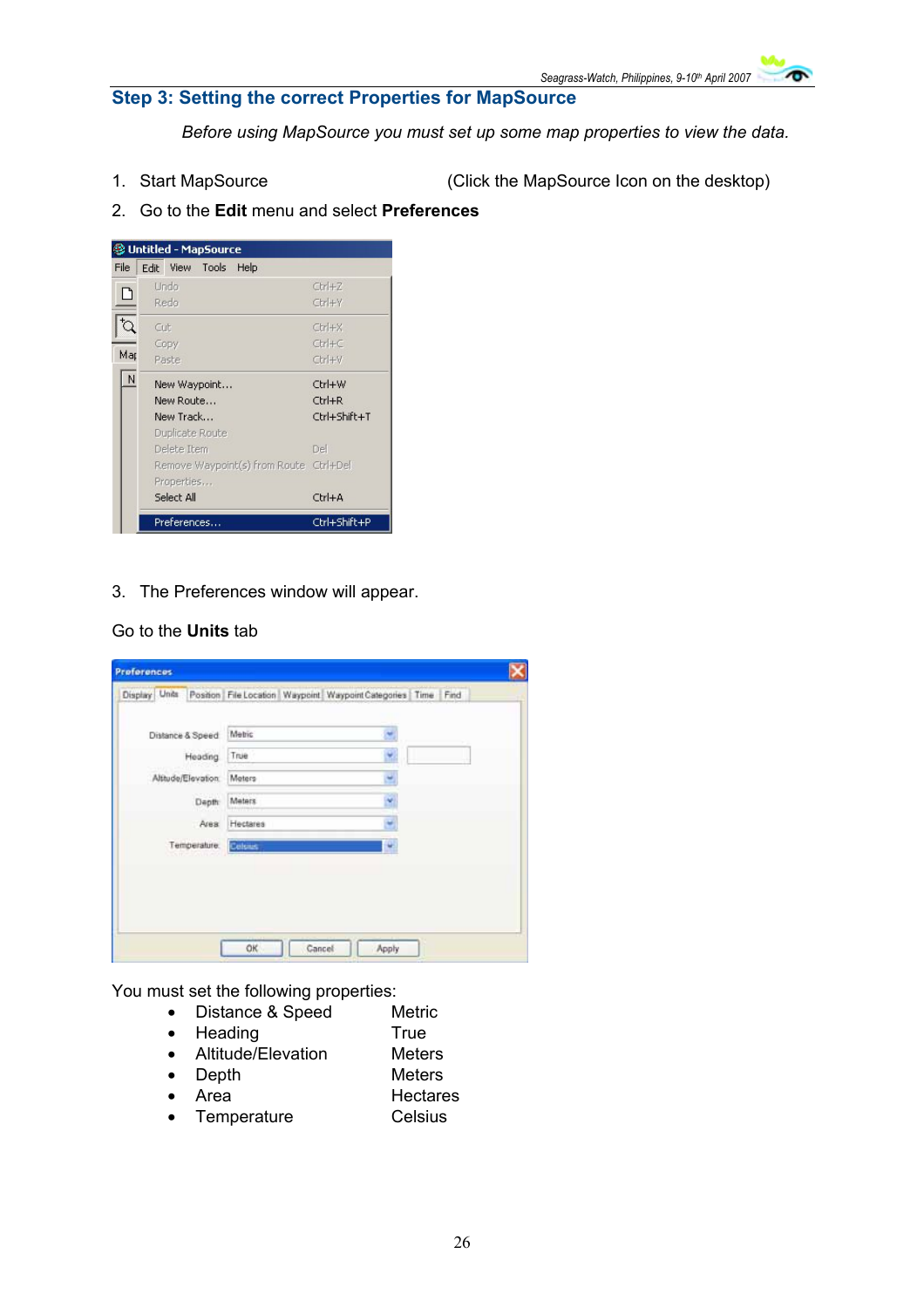## Step 3: Setting the correct Properties for MapSource

*Before using MapSource you must set up some map properties to view the data.*

1. Start MapSource (Click the MapSource Icon on the desktop)
2. Go to the **Edit** menu and select **Preferences**

3. The Preferences window will appear.

Go to the **Units** tab

You must set the following properties:

- Distance & Speed Metric
- Heading True
- Altitude/Elevation Meters
- Depth Meters
- Area Hectares
- Temperature Celsius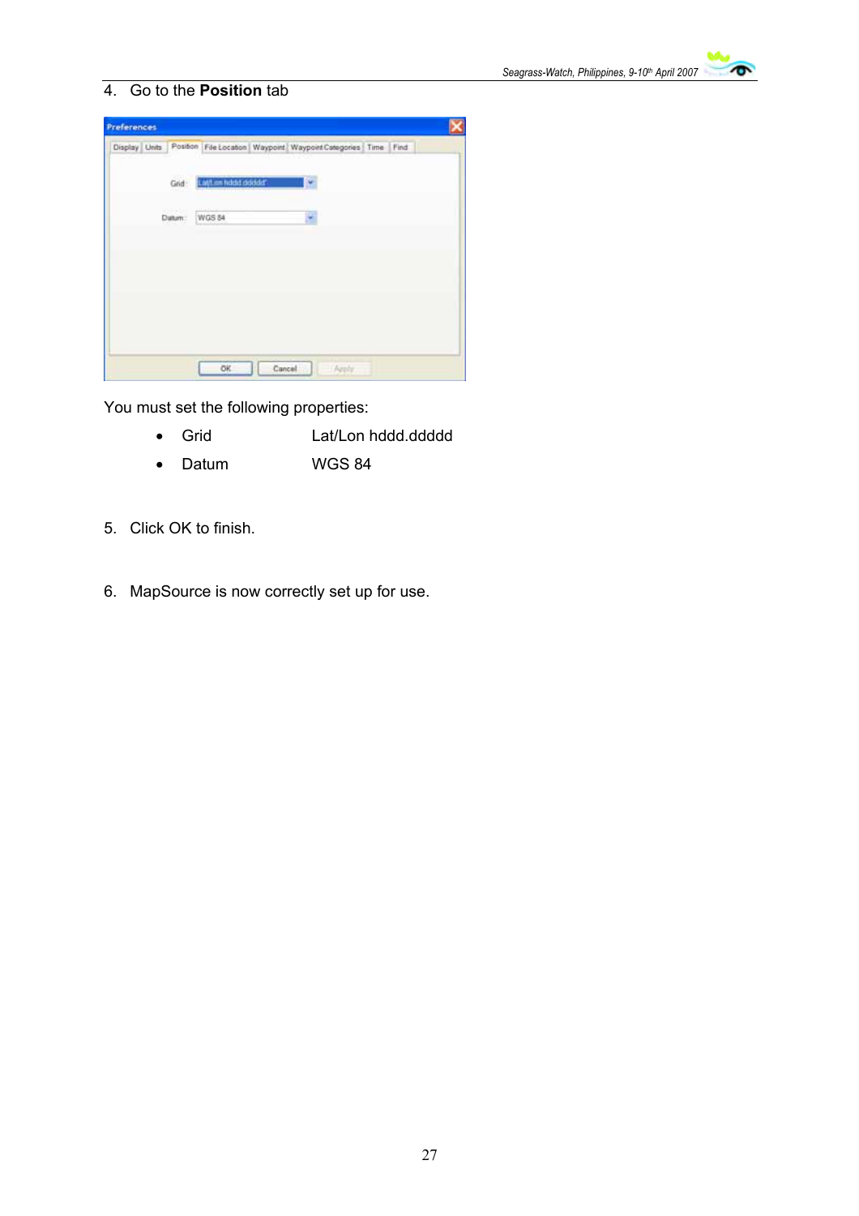4. Go to the **Position** tab

You must set the following properties:

- Grid Lat/Lon hddd.ddddd
- Datum WGS 84

5. Click OK to finish.

6. MapSource is now correctly set up for use.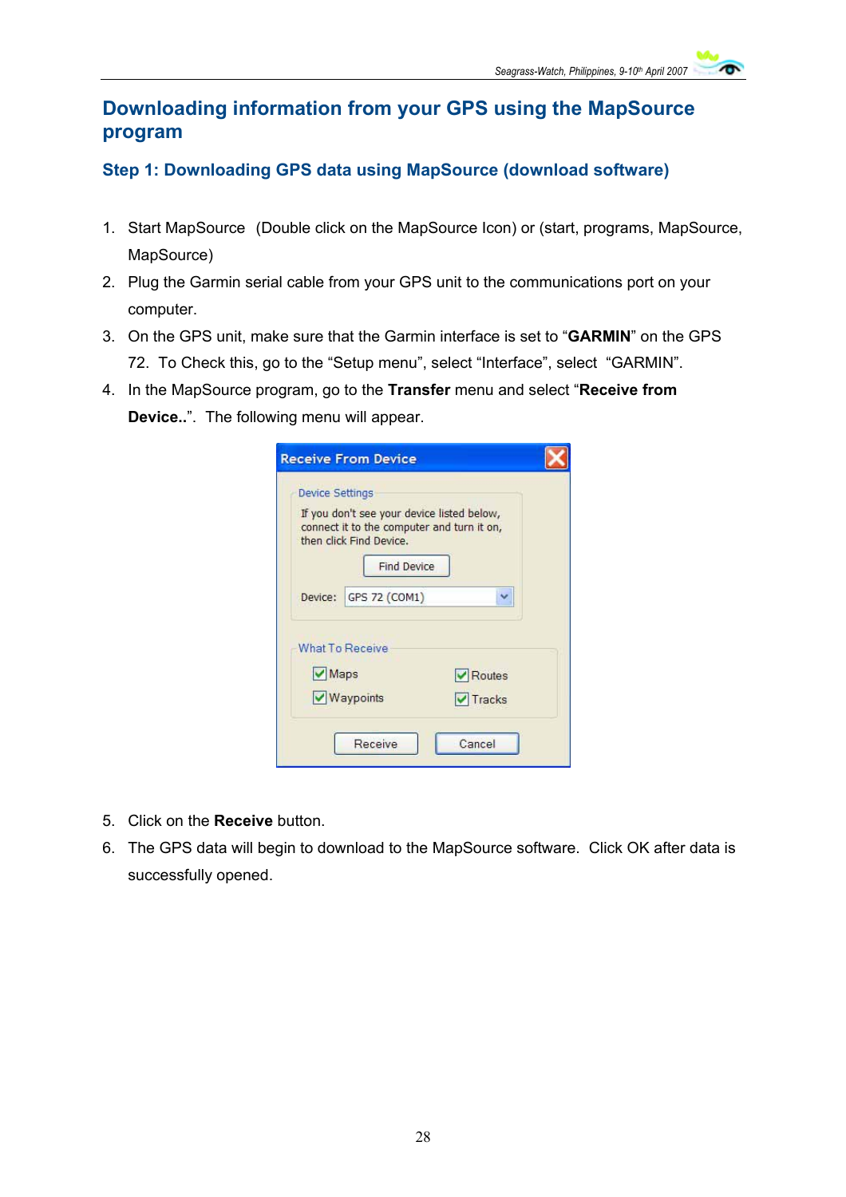# Downloading information from your GPS using the MapSource program

## Step 1: Downloading GPS data using MapSource (download software)

1. Start MapSource (Double click on the MapSource Icon) or (start, programs, MapSource, MapSource)
2. Plug the Garmin serial cable from your GPS unit to the communications port on your computer.
3. On the GPS unit, make sure that the Garmin interface is set to "**GARMIN**" on the GPS 72. To Check this, go to the "Setup menu", select "Interface", select "GARMIN".
4. In the MapSource program, go to the **Transfer** menu and select "**Receive from Device..**". The following menu will appear.

5. Click on the **Receive** button.
6. The GPS data will begin to download to the MapSource software. Click OK after data is successfully opened.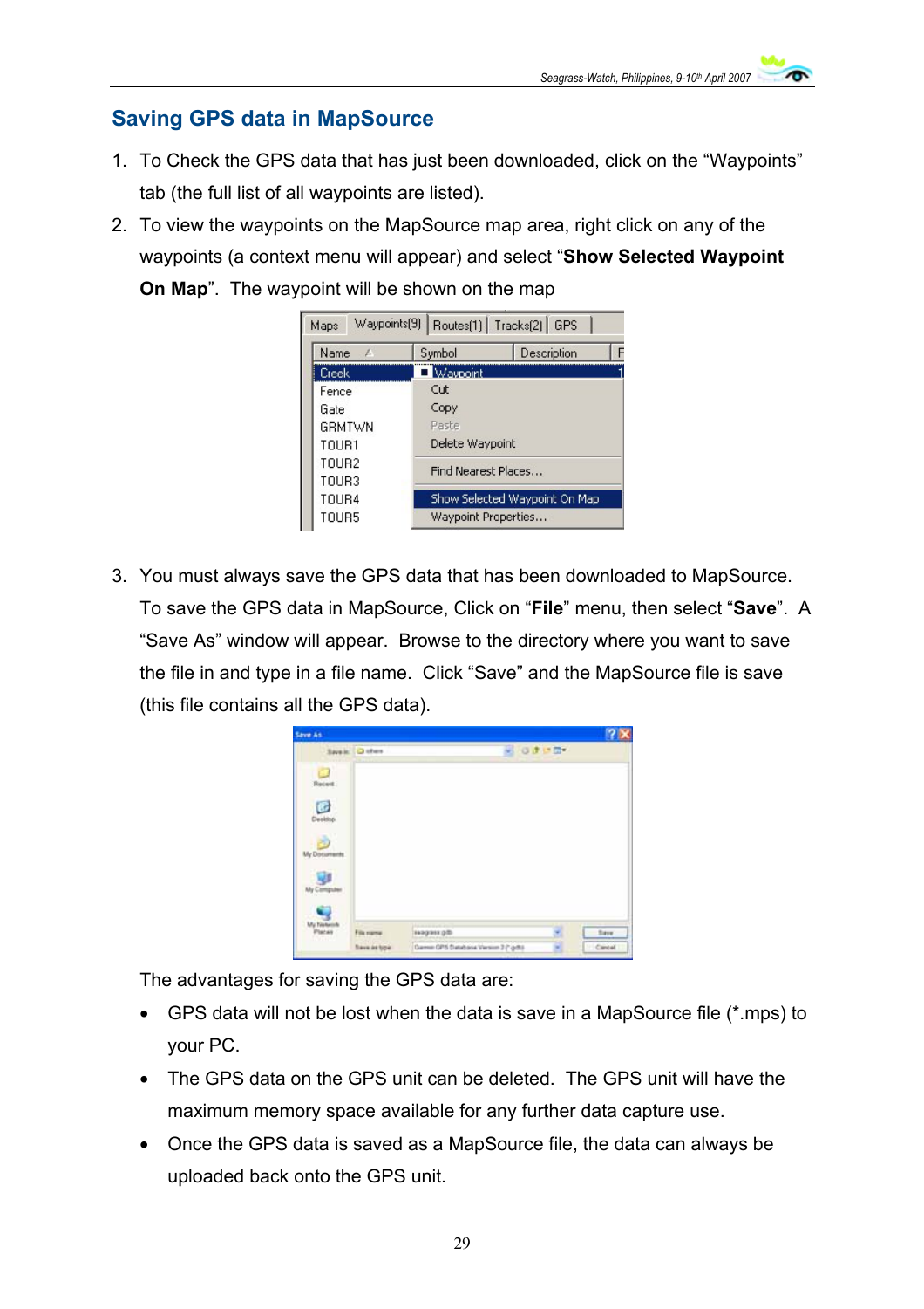## Saving GPS data in MapSource

1. To Check the GPS data that has just been downloaded, click on the "Waypoints" tab (the full list of all waypoints are listed).
2. To view the waypoints on the MapSource map area, right click on any of the waypoints (a context menu will appear) and select "**Show Selected Waypoint On Map**". The waypoint will be shown on the map
3. You must always save the GPS data that has been downloaded to MapSource. To save the GPS data in MapSource, Click on "**File**" menu, then select "**Save**". A "Save As" window will appear. Browse to the directory where you want to save the file in and type in a file name. Click "Save" and the MapSource file is save (this file contains all the GPS data).

   The advantages for saving the GPS data are:

   - GPS data will not be lost when the data is save in a MapSource file (*.mps) to your PC.
   - The GPS data on the GPS unit can be deleted. The GPS unit will have the maximum memory space available for any further data capture use.
   - Once the GPS data is saved as a MapSource file, the data can always be uploaded back onto the GPS unit.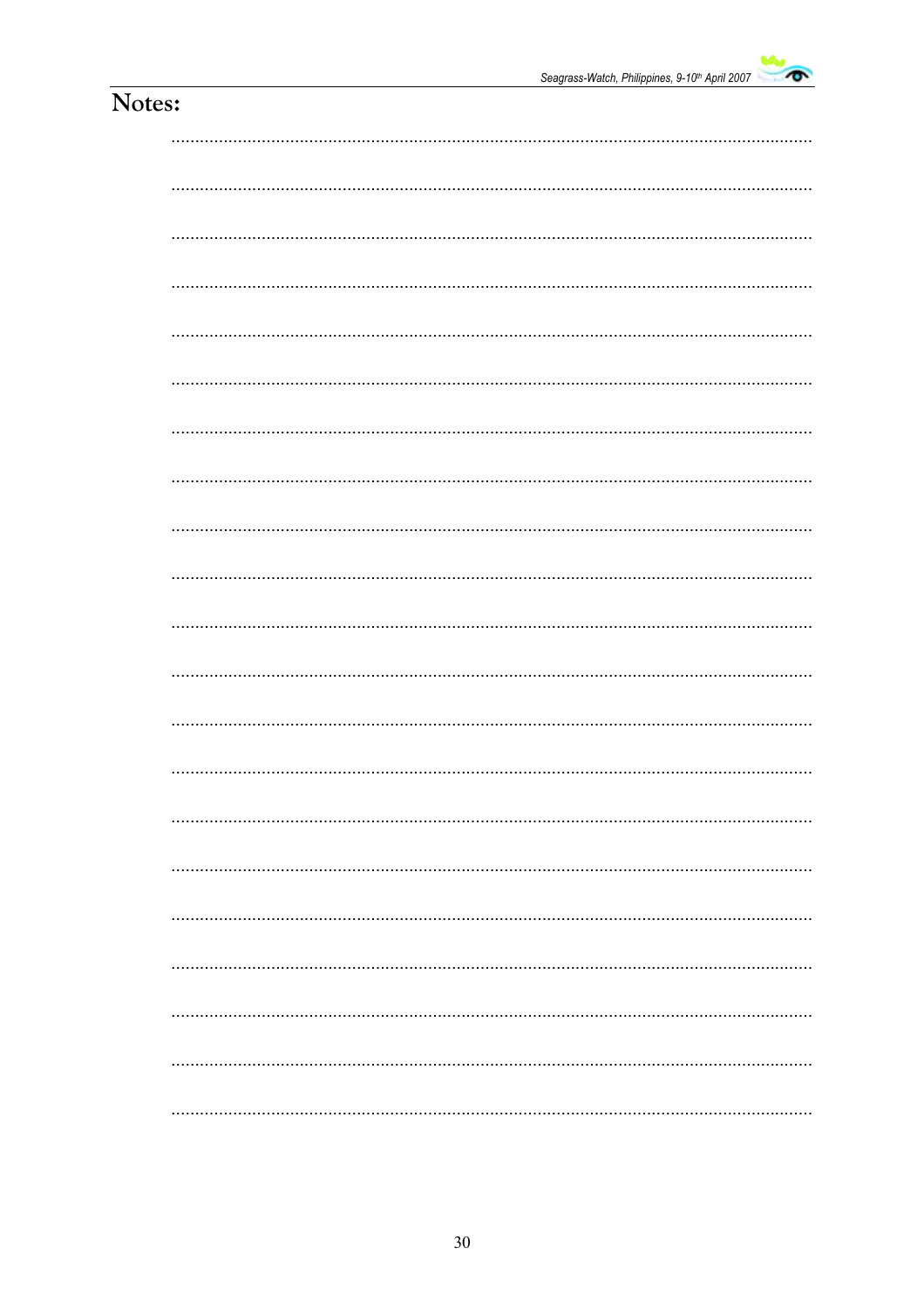# Notes: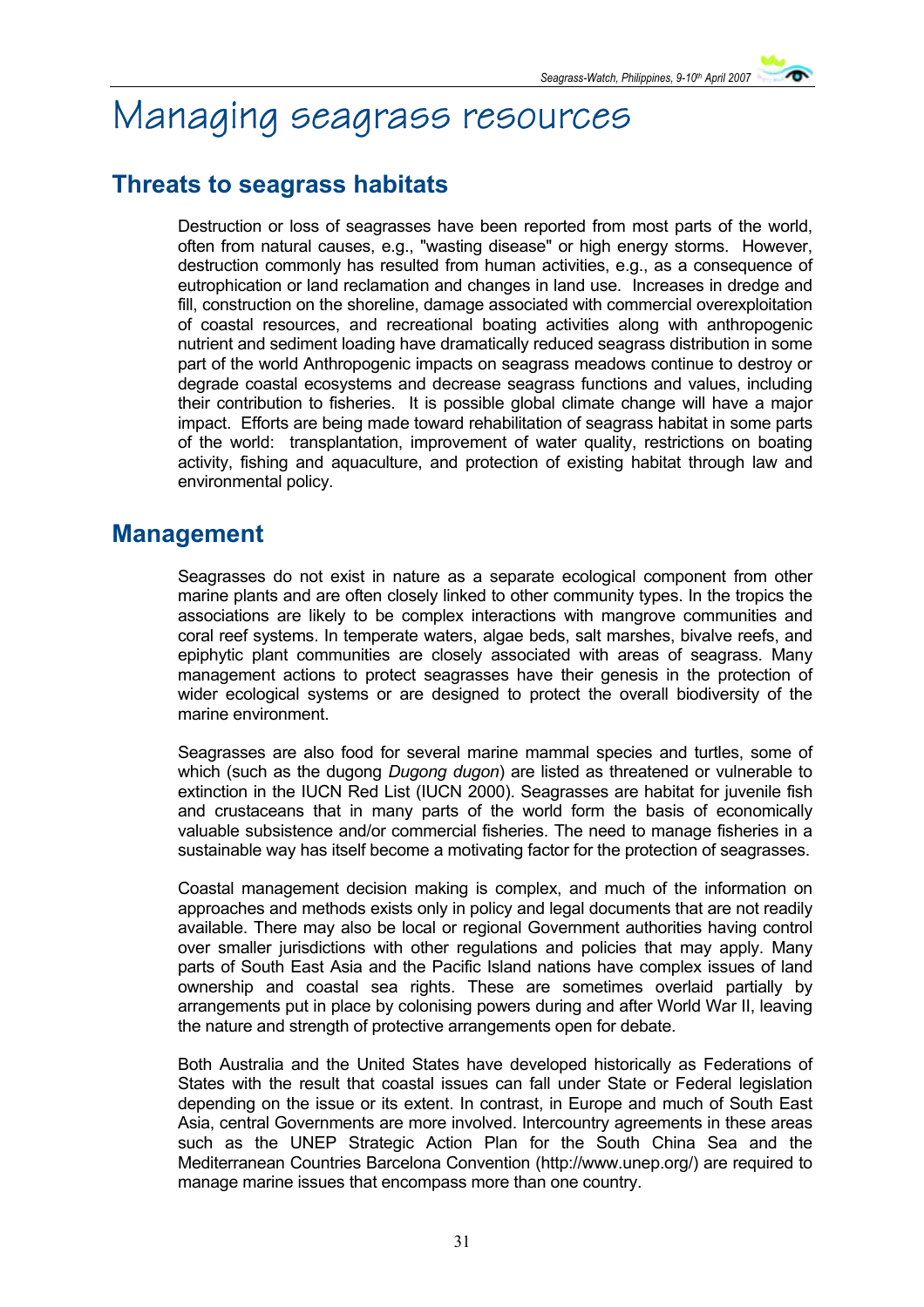# Managing seagrass resources

## Threats to seagrass habitats

Destruction or loss of seagrasses have been reported from most parts of the world, often from natural causes, e.g., "wasting disease" or high energy storms. However, destruction commonly has resulted from human activities, e.g., as a consequence of eutrophication or land reclamation and changes in land use. Increases in dredge and fill, construction on the shoreline, damage associated with commercial overexploitation of coastal resources, and recreational boating activities along with anthropogenic nutrient and sediment loading have dramatically reduced seagrass distribution in some part of the world Anthropogenic impacts on seagrass meadows continue to destroy or degrade coastal ecosystems and decrease seagrass functions and values, including their contribution to fisheries. It is possible global climate change will have a major impact. Efforts are being made toward rehabilitation of seagrass habitat in some parts of the world: transplantation, improvement of water quality, restrictions on boating activity, fishing and aquaculture, and protection of existing habitat through law and environmental policy.

## Management

Seagrasses do not exist in nature as a separate ecological component from other marine plants and are often closely linked to other community types. In the tropics the associations are likely to be complex interactions with mangrove communities and coral reef systems. In temperate waters, algae beds, salt marshes, bivalve reefs, and epiphytic plant communities are closely associated with areas of seagrass. Many management actions to protect seagrasses have their genesis in the protection of wider ecological systems or are designed to protect the overall biodiversity of the marine environment.

Seagrasses are also food for several marine mammal species and turtles, some of which (such as the dugong *Dugong dugon*) are listed as threatened or vulnerable to extinction in the IUCN Red List (IUCN 2000). Seagrasses are habitat for juvenile fish and crustaceans that in many parts of the world form the basis of economically valuable subsistence and/or commercial fisheries. The need to manage fisheries in a sustainable way has itself become a motivating factor for the protection of seagrasses.

Coastal management decision making is complex, and much of the information on approaches and methods exists only in policy and legal documents that are not readily available. There may also be local or regional Government authorities having control over smaller jurisdictions with other regulations and policies that may apply. Many parts of South East Asia and the Pacific Island nations have complex issues of land ownership and coastal sea rights. These are sometimes overlaid partially by arrangements put in place by colonising powers during and after World War II, leaving the nature and strength of protective arrangements open for debate.

Both Australia and the United States have developed historically as Federations of States with the result that coastal issues can fall under State or Federal legislation depending on the issue or its extent. In contrast, in Europe and much of South East Asia, central Governments are more involved. Intercountry agreements in these areas such as the UNEP Strategic Action Plan for the South China Sea and the Mediterranean Countries Barcelona Convention (http://www.unep.org/) are required to manage marine issues that encompass more than one country.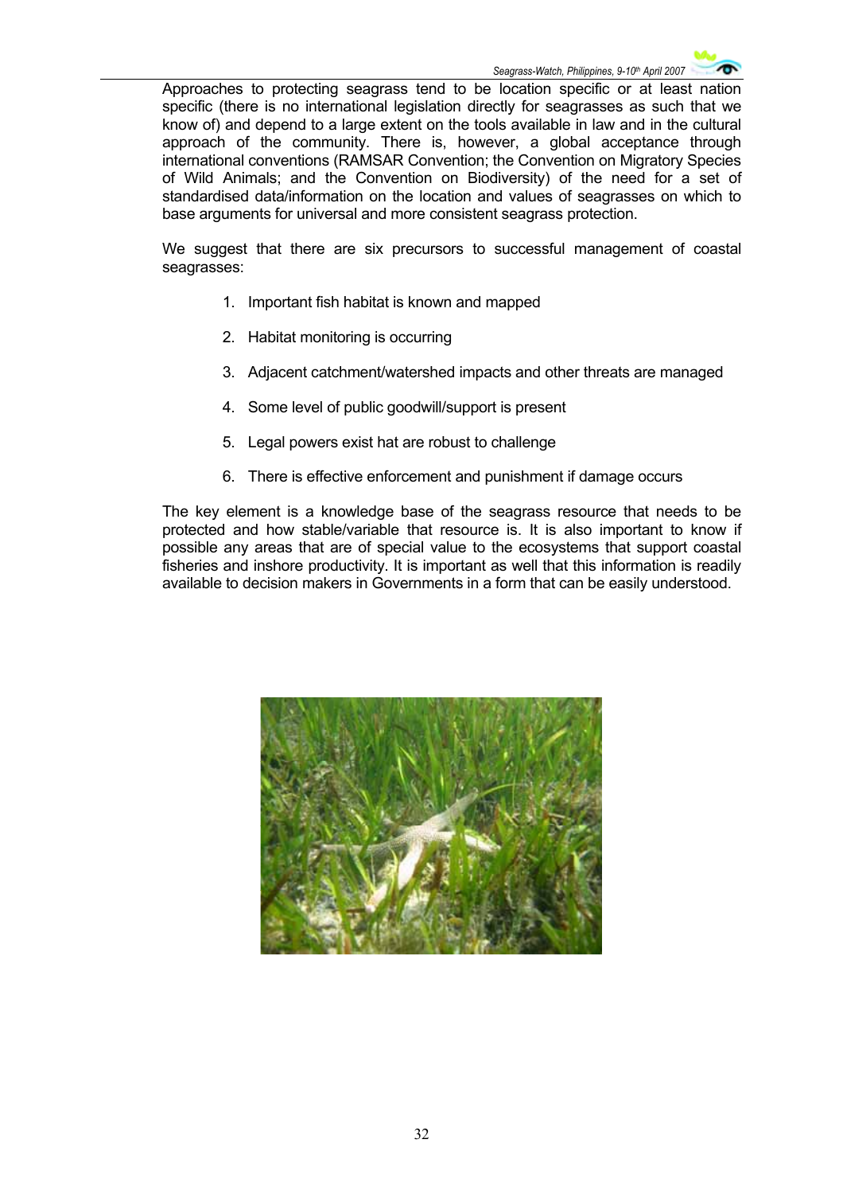Approaches to protecting seagrass tend to be location specific or at least nation specific (there is no international legislation directly for seagrasses as such that we know of) and depend to a large extent on the tools available in law and in the cultural approach of the community. There is, however, a global acceptance through international conventions (RAMSAR Convention; the Convention on Migratory Species of Wild Animals; and the Convention on Biodiversity) of the need for a set of standardised data/information on the location and values of seagrasses on which to base arguments for universal and more consistent seagrass protection.

We suggest that there are six precursors to successful management of coastal seagrasses:

1. Important fish habitat is known and mapped
2. Habitat monitoring is occurring
3. Adjacent catchment/watershed impacts and other threats are managed
4. Some level of public goodwill/support is present
5. Legal powers exist hat are robust to challenge
6. There is effective enforcement and punishment if damage occurs

The key element is a knowledge base of the seagrass resource that needs to be protected and how stable/variable that resource is. It is also important to know if possible any areas that are of special value to the ecosystems that support coastal fisheries and inshore productivity. It is important as well that this information is readily available to decision makers in Governments in a form that can be easily understood.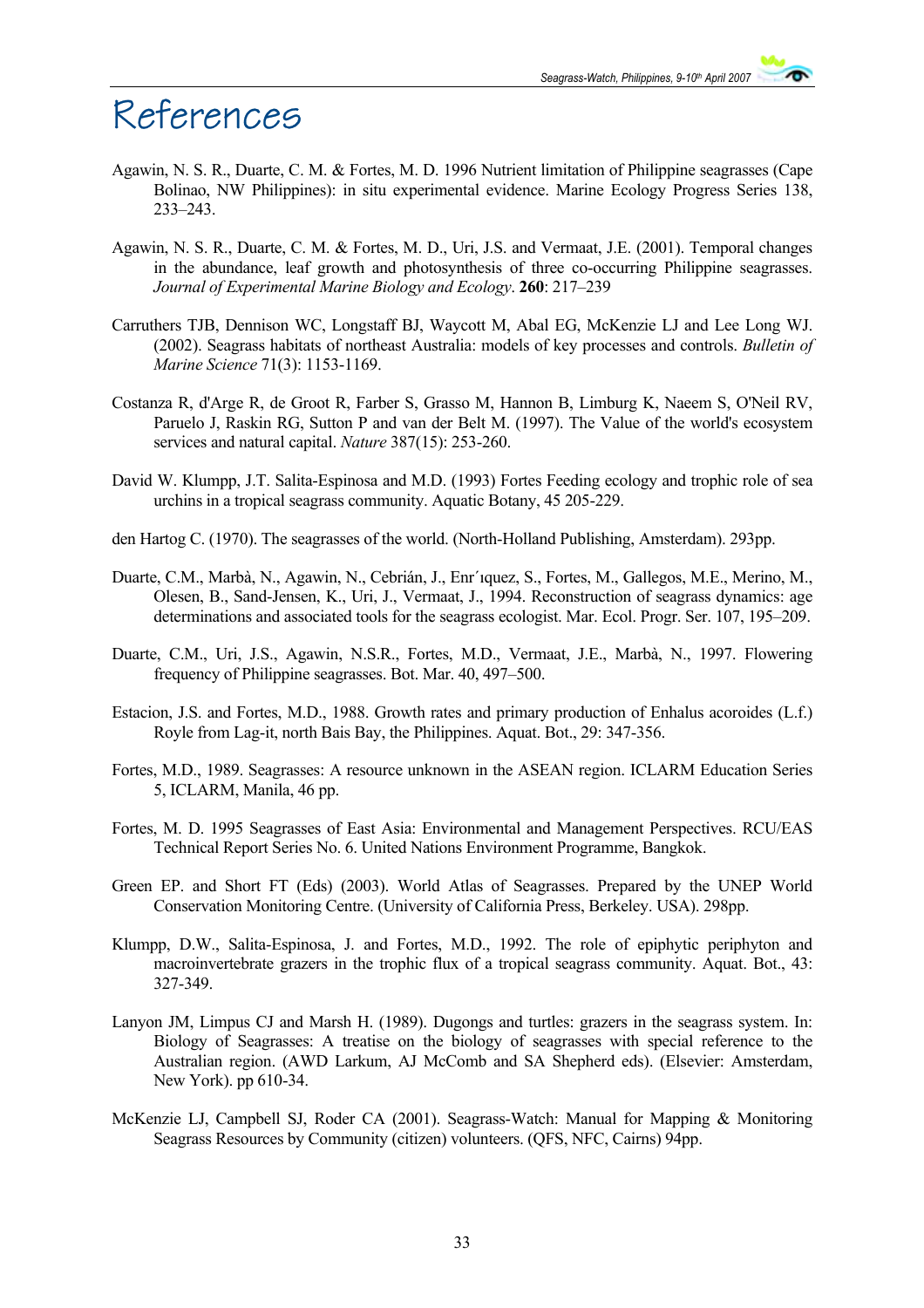# References

Agawin, N. S. R., Duarte, C. M. & Fortes, M. D. 1996 Nutrient limitation of Philippine seagrasses (Cape Bolinao, NW Philippines): in situ experimental evidence. Marine Ecology Progress Series 138, 233–243.

Agawin, N. S. R., Duarte, C. M. & Fortes, M. D., Uri, J.S. and Vermaat, J.E. (2001). Temporal changes in the abundance, leaf growth and photosynthesis of three co-occurring Philippine seagrasses. *Journal of Experimental Marine Biology and Ecology*. **260**: 217–239

Carruthers TJB, Dennison WC, Longstaff BJ, Waycott M, Abal EG, McKenzie LJ and Lee Long WJ. (2002). Seagrass habitats of northeast Australia: models of key processes and controls. *Bulletin of Marine Science* 71(3): 1153-1169.

Costanza R, d'Arge R, de Groot R, Farber S, Grasso M, Hannon B, Limburg K, Naeem S, O'Neil RV, Paruelo J, Raskin RG, Sutton P and van der Belt M. (1997). The Value of the world's ecosystem services and natural capital. *Nature* 387(15): 253-260.

David W. Klumpp, J.T. Salita-Espinosa and M.D. (1993) Fortes Feeding ecology and trophic role of sea urchins in a tropical seagrass community. Aquatic Botany, 45 205-229.

den Hartog C. (1970). The seagrasses of the world. (North-Holland Publishing, Amsterdam). 293pp.

Duarte, C.M., Marbà, N., Agawin, N., Cebrián, J., Enr´ıquez, S., Fortes, M., Gallegos, M.E., Merino, M., Olesen, B., Sand-Jensen, K., Uri, J., Vermaat, J., 1994. Reconstruction of seagrass dynamics: age determinations and associated tools for the seagrass ecologist. Mar. Ecol. Progr. Ser. 107, 195–209.

Duarte, C.M., Uri, J.S., Agawin, N.S.R., Fortes, M.D., Vermaat, J.E., Marbà, N., 1997. Flowering frequency of Philippine seagrasses. Bot. Mar. 40, 497–500.

Estacion, J.S. and Fortes, M.D., 1988. Growth rates and primary production of Enhalus acoroides (L.f.) Royle from Lag-it, north Bais Bay, the Philippines. Aquat. Bot., 29: 347-356.

Fortes, M.D., 1989. Seagrasses: A resource unknown in the ASEAN region. ICLARM Education Series 5, ICLARM, Manila, 46 pp.

Fortes, M. D. 1995 Seagrasses of East Asia: Environmental and Management Perspectives. RCU/EAS Technical Report Series No. 6. United Nations Environment Programme, Bangkok.

Green EP. and Short FT (Eds) (2003). World Atlas of Seagrasses. Prepared by the UNEP World Conservation Monitoring Centre. (University of California Press, Berkeley. USA). 298pp.

Klumpp, D.W., Salita-Espinosa, J. and Fortes, M.D., 1992. The role of epiphytic periphyton and macroinvertebrate grazers in the trophic flux of a tropical seagrass community. Aquat. Bot., 43: 327-349.

Lanyon JM, Limpus CJ and Marsh H. (1989). Dugongs and turtles: grazers in the seagrass system. In: Biology of Seagrasses: A treatise on the biology of seagrasses with special reference to the Australian region. (AWD Larkum, AJ McComb and SA Shepherd eds). (Elsevier: Amsterdam, New York). pp 610-34.

McKenzie LJ, Campbell SJ, Roder CA (2001). Seagrass-Watch: Manual for Mapping & Monitoring Seagrass Resources by Community (citizen) volunteers. (QFS, NFC, Cairns) 94pp.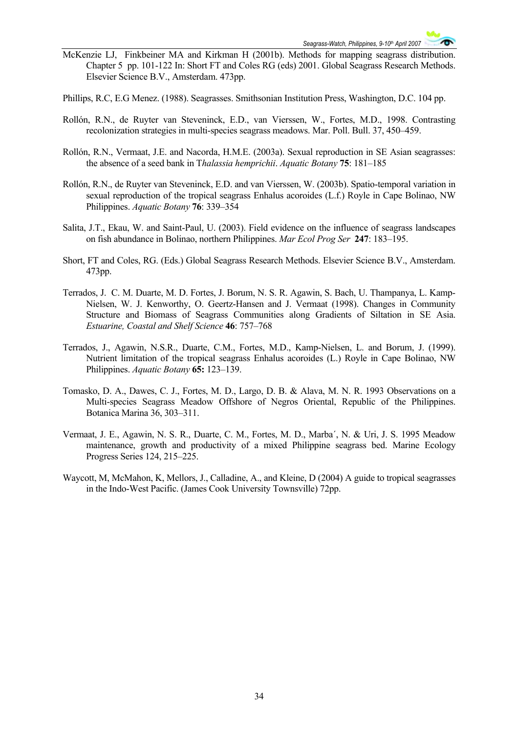McKenzie LJ, Finkbeiner MA and Kirkman H (2001b). Methods for mapping seagrass distribution. Chapter 5 pp. 101-122 In: Short FT and Coles RG (eds) 2001. Global Seagrass Research Methods. Elsevier Science B.V., Amsterdam. 473pp.

Phillips, R.C, E.G Menez. (1988). Seagrasses. Smithsonian Institution Press, Washington, D.C. 104 pp.

Rollón, R.N., de Ruyter van Steveninck, E.D., van Vierssen, W., Fortes, M.D., 1998. Contrasting recolonization strategies in multi-species seagrass meadows. Mar. Poll. Bull. 37, 450–459.

Rollón, R.N., Vermaat, J.E. and Nacorda, H.M.E. (2003a). Sexual reproduction in SE Asian seagrasses: the absence of a seed bank in T*halassia hemprichii*. *Aquatic Botany* **75**: 181–185

Rollón, R.N., de Ruyter van Steveninck, E.D. and van Vierssen, W. (2003b). Spatio-temporal variation in sexual reproduction of the tropical seagrass Enhalus acoroides (L.f.) Royle in Cape Bolinao, NW Philippines. *Aquatic Botany* **76**: 339–354

Salita, J.T., Ekau, W. and Saint-Paul, U. (2003). Field evidence on the influence of seagrass landscapes on fish abundance in Bolinao, northern Philippines. *Mar Ecol Prog Ser* **247**: 183–195.

Short, FT and Coles, RG. (Eds.) Global Seagrass Research Methods. Elsevier Science B.V., Amsterdam. 473pp.

Terrados, J. C. M. Duarte, M. D. Fortes, J. Borum, N. S. R. Agawin, S. Bach, U. Thampanya, L. Kamp-Nielsen, W. J. Kenworthy, O. Geertz-Hansen and J. Vermaat (1998). Changes in Community Structure and Biomass of Seagrass Communities along Gradients of Siltation in SE Asia. *Estuarine, Coastal and Shelf Science* **46**: 757–768

Terrados, J., Agawin, N.S.R., Duarte, C.M., Fortes, M.D., Kamp-Nielsen, L. and Borum, J. (1999). Nutrient limitation of the tropical seagrass Enhalus acoroides (L.) Royle in Cape Bolinao, NW Philippines. *Aquatic Botany* **65:** 123–139.

Tomasko, D. A., Dawes, C. J., Fortes, M. D., Largo, D. B. & Alava, M. N. R. 1993 Observations on a Multi-species Seagrass Meadow Offshore of Negros Oriental, Republic of the Philippines. Botanica Marina 36, 303–311.

Vermaat, J. E., Agawin, N. S. R., Duarte, C. M., Fortes, M. D., Marba´, N. & Uri, J. S. 1995 Meadow maintenance, growth and productivity of a mixed Philippine seagrass bed. Marine Ecology Progress Series 124, 215–225.

Waycott, M, McMahon, K, Mellors, J., Calladine, A., and Kleine, D (2004) A guide to tropical seagrasses in the Indo-West Pacific. (James Cook University Townsville) 72pp.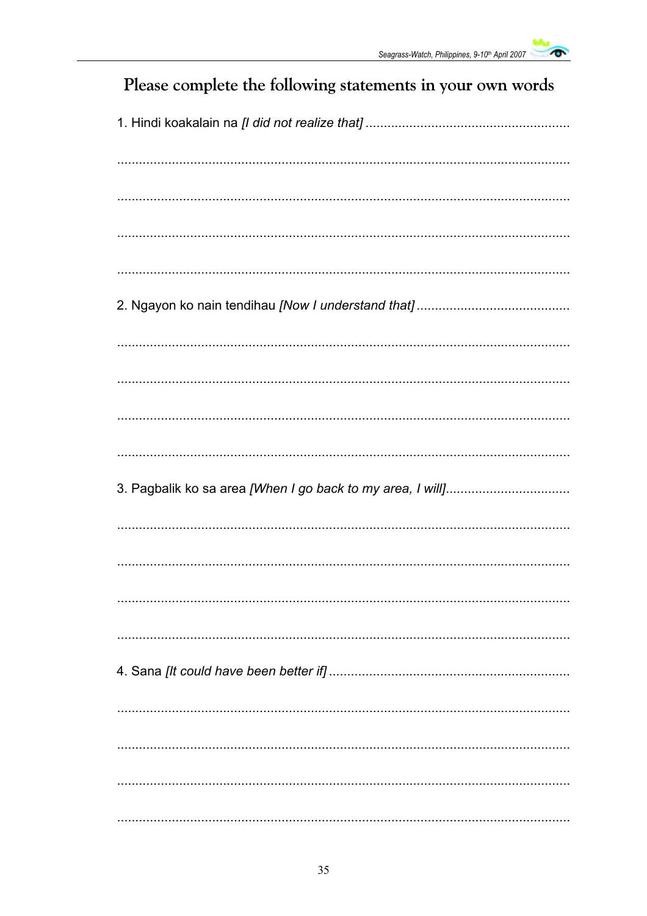## Please complete the following statements in your own words

1. Hindi koakalain na *[I did not realize that]* .......................................................

..........................................................................................................................

..........................................................................................................................

..........................................................................................................................

..........................................................................................................................

2. Ngayon ko nain tendihau *[Now I understand that]* .........................................

..........................................................................................................................

..........................................................................................................................

..........................................................................................................................

..........................................................................................................................

3. Pagbalik ko sa area *[When I go back to my area, I will]*.................................

..........................................................................................................................

..........................................................................................................................

..........................................................................................................................

..........................................................................................................................

4. Sana *[It could have been better if]* .................................................................

..........................................................................................................................

..........................................................................................................................

..........................................................................................................................

..........................................................................................................................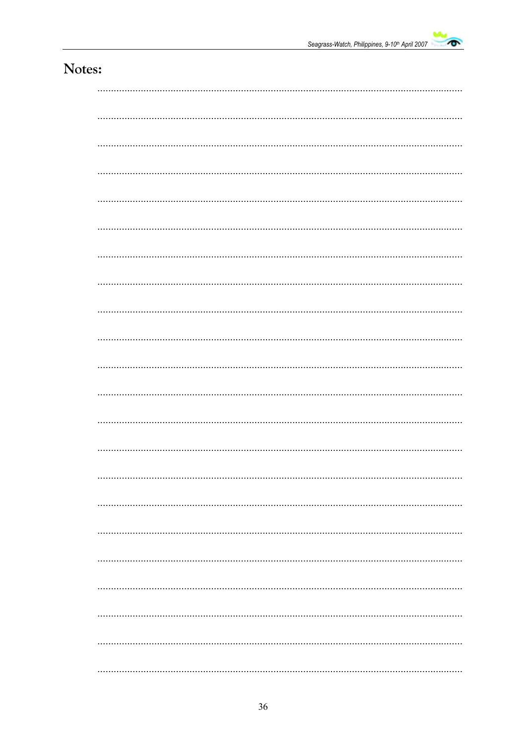# Notes: